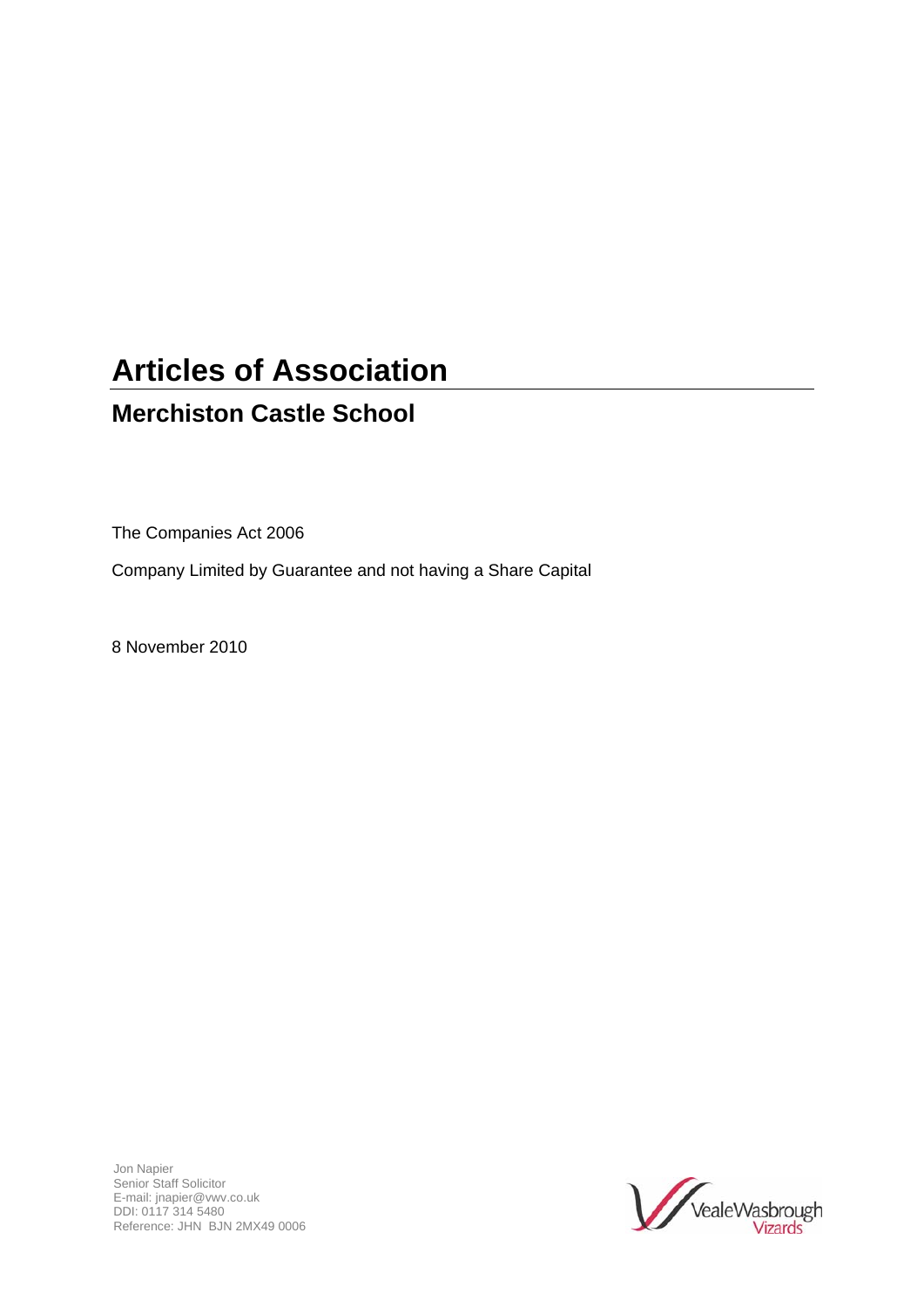# Articles of Association

## Merchiston Castle School

The Companies Act 2006

Company Limited by Guarantee and not having a Share Capital

8 November 2010

Jon Napier
Senior Staff Solicitor
E-mail: jnapier@vwv.co.uk
DDI: 0117 314 5480
Reference: JHN BJN 2MX49 0006

VealeWasbrough Vizards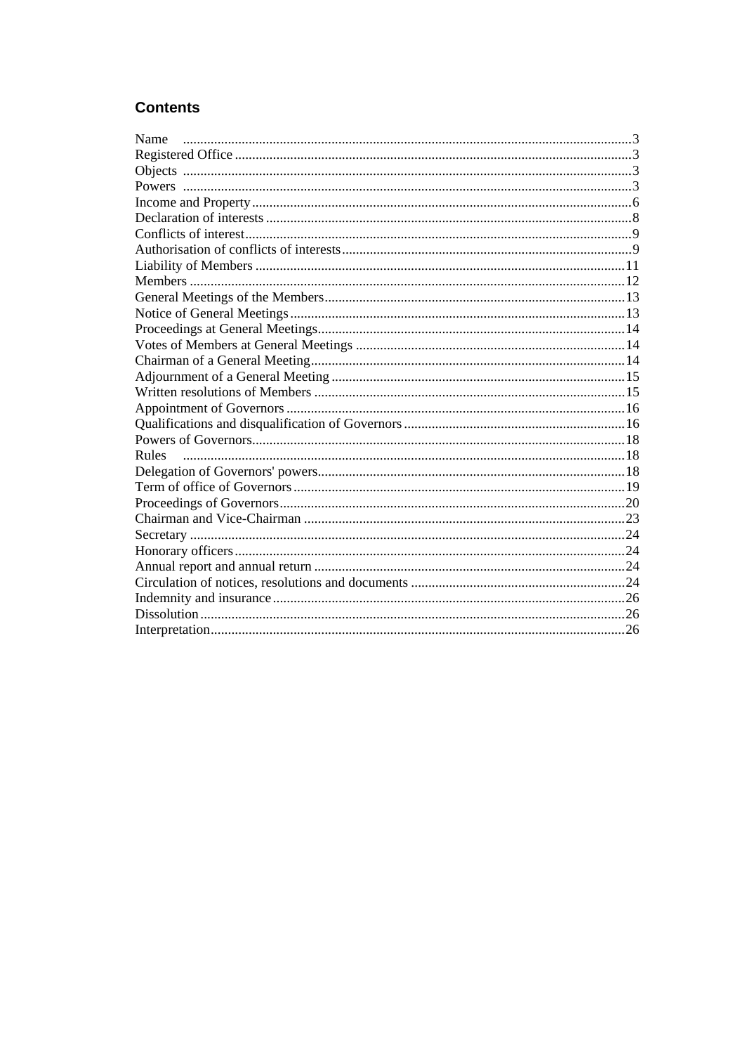## Contents

| | |
|---|---|
| Name | 3 |
| Registered Office | 3 |
| Objects | 3 |
| Powers | 3 |
| Income and Property | 6 |
| Declaration of interests | 8 |
| Conflicts of interest | 9 |
| Authorisation of conflicts of interests | 9 |
| Liability of Members | 11 |
| Members | 12 |
| General Meetings of the Members | 13 |
| Notice of General Meetings | 13 |
| Proceedings at General Meetings | 14 |
| Votes of Members at General Meetings | 14 |
| Chairman of a General Meeting | 14 |
| Adjournment of a General Meeting | 15 |
| Written resolutions of Members | 15 |
| Appointment of Governors | 16 |
| Qualifications and disqualification of Governors | 16 |
| Powers of Governors | 18 |
| Rules | 18 |
| Delegation of Governors' powers | 18 |
| Term of office of Governors | 19 |
| Proceedings of Governors | 20 |
| Chairman and Vice-Chairman | 23 |
| Secretary | 24 |
| Honorary officers | 24 |
| Annual report and annual return | 24 |
| Circulation of notices, resolutions and documents | 24 |
| Indemnity and insurance | 26 |
| Dissolution | 26 |
| Interpretation | 26 |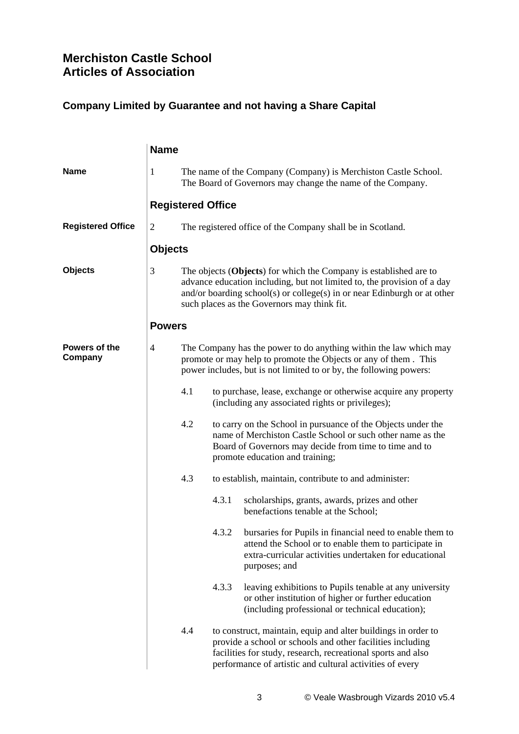# Merchiston Castle School
# Articles of Association

## Company Limited by Guarantee and not having a Share Capital

## Name

**Name**

1 The name of the Company (Company) is Merchiston Castle School. The Board of Governors may change the name of the Company.

## Registered Office

**Registered Office**

2 The registered office of the Company shall be in Scotland.

## Objects

**Objects**

3 The objects (**Objects**) for which the Company is established are to advance education including, but not limited to, the provision of a day and/or boarding school(s) or college(s) in or near Edinburgh or at other such places as the Governors may think fit.

## Powers

**Powers of the Company**

4 The Company has the power to do anything within the law which may promote or may help to promote the Objects or any of them . This power includes, but is not limited to or by, the following powers:

4.1 to purchase, lease, exchange or otherwise acquire any property (including any associated rights or privileges);

4.2 to carry on the School in pursuance of the Objects under the name of Merchiston Castle School or such other name as the Board of Governors may decide from time to time and to promote education and training;

4.3 to establish, maintain, contribute to and administer:

4.3.1 scholarships, grants, awards, prizes and other benefactions tenable at the School;

4.3.2 bursaries for Pupils in financial need to enable them to attend the School or to enable them to participate in extra-curricular activities undertaken for educational purposes; and

4.3.3 leaving exhibitions to Pupils tenable at any university or other institution of higher or further education (including professional or technical education);

4.4 to construct, maintain, equip and alter buildings in order to provide a school or schools and other facilities including facilities for study, research, recreational sports and also performance of artistic and cultural activities of every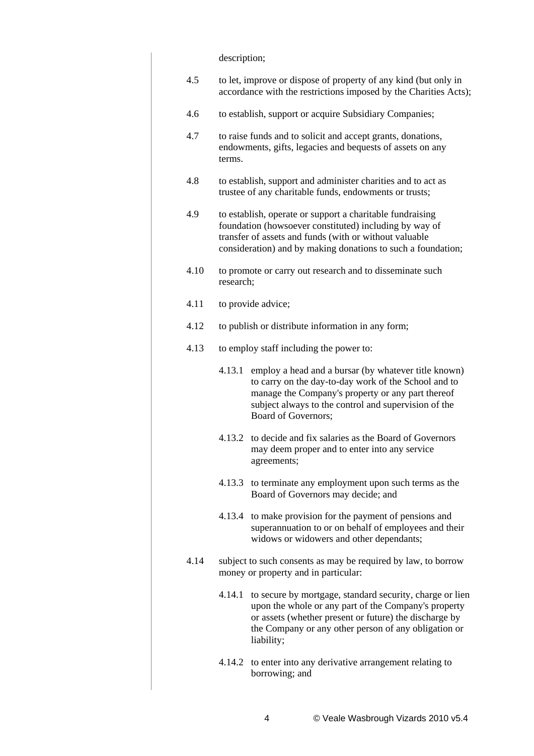description;

4.5 to let, improve or dispose of property of any kind (but only in accordance with the restrictions imposed by the Charities Acts);

4.6 to establish, support or acquire Subsidiary Companies;

4.7 to raise funds and to solicit and accept grants, donations, endowments, gifts, legacies and bequests of assets on any terms.

4.8 to establish, support and administer charities and to act as trustee of any charitable funds, endowments or trusts;

4.9 to establish, operate or support a charitable fundraising foundation (howsoever constituted) including by way of transfer of assets and funds (with or without valuable consideration) and by making donations to such a foundation;

4.10 to promote or carry out research and to disseminate such research;

4.11 to provide advice;

4.12 to publish or distribute information in any form;

4.13 to employ staff including the power to:

4.13.1 employ a head and a bursar (by whatever title known) to carry on the day-to-day work of the School and to manage the Company's property or any part thereof subject always to the control and supervision of the Board of Governors;

4.13.2 to decide and fix salaries as the Board of Governors may deem proper and to enter into any service agreements;

4.13.3 to terminate any employment upon such terms as the Board of Governors may decide; and

4.13.4 to make provision for the payment of pensions and superannuation to or on behalf of employees and their widows or widowers and other dependants;

4.14 subject to such consents as may be required by law, to borrow money or property and in particular:

4.14.1 to secure by mortgage, standard security, charge or lien upon the whole or any part of the Company's property or assets (whether present or future) the discharge by the Company or any other person of any obligation or liability;

4.14.2 to enter into any derivative arrangement relating to borrowing; and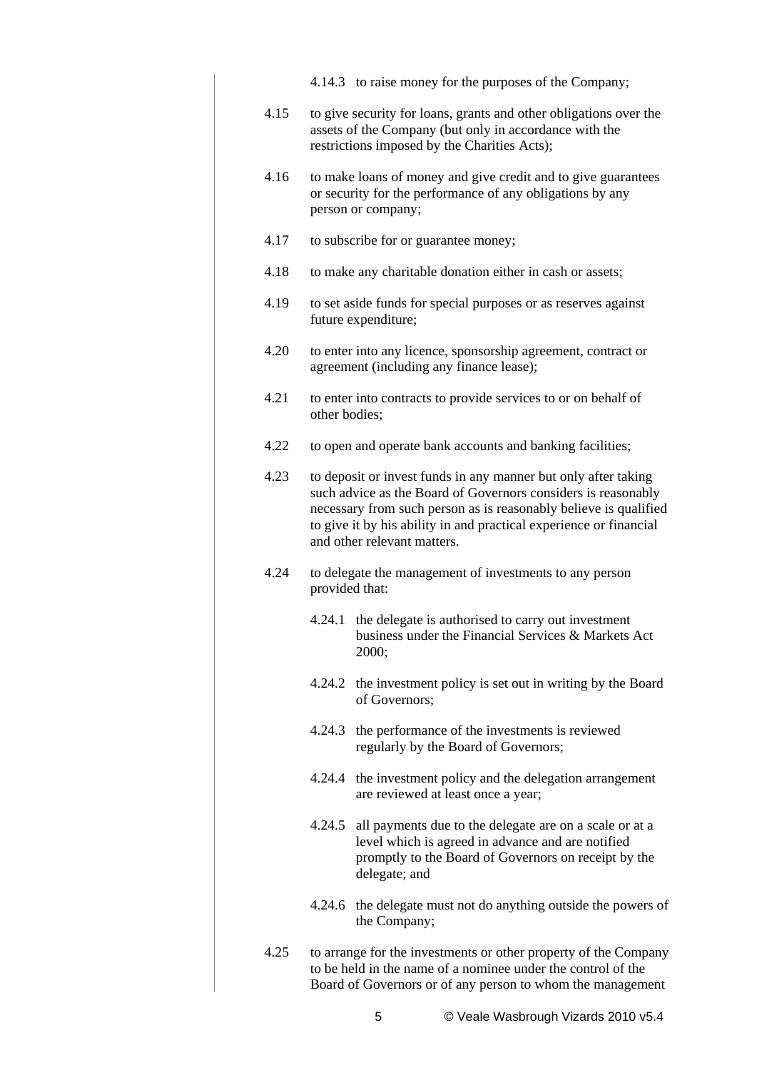4.14.3 to raise money for the purposes of the Company;

4.15 to give security for loans, grants and other obligations over the assets of the Company (but only in accordance with the restrictions imposed by the Charities Acts);

4.16 to make loans of money and give credit and to give guarantees or security for the performance of any obligations by any person or company;

4.17 to subscribe for or guarantee money;

4.18 to make any charitable donation either in cash or assets;

4.19 to set aside funds for special purposes or as reserves against future expenditure;

4.20 to enter into any licence, sponsorship agreement, contract or agreement (including any finance lease);

4.21 to enter into contracts to provide services to or on behalf of other bodies;

4.22 to open and operate bank accounts and banking facilities;

4.23 to deposit or invest funds in any manner but only after taking such advice as the Board of Governors considers is reasonably necessary from such person as is reasonably believe is qualified to give it by his ability in and practical experience or financial and other relevant matters.

4.24 to delegate the management of investments to any person provided that:

4.24.1 the delegate is authorised to carry out investment business under the Financial Services & Markets Act 2000;

4.24.2 the investment policy is set out in writing by the Board of Governors;

4.24.3 the performance of the investments is reviewed regularly by the Board of Governors;

4.24.4 the investment policy and the delegation arrangement are reviewed at least once a year;

4.24.5 all payments due to the delegate are on a scale or at a level which is agreed in advance and are notified promptly to the Board of Governors on receipt by the delegate; and

4.24.6 the delegate must not do anything outside the powers of the Company;

4.25 to arrange for the investments or other property of the Company to be held in the name of a nominee under the control of the Board of Governors or of any person to whom the management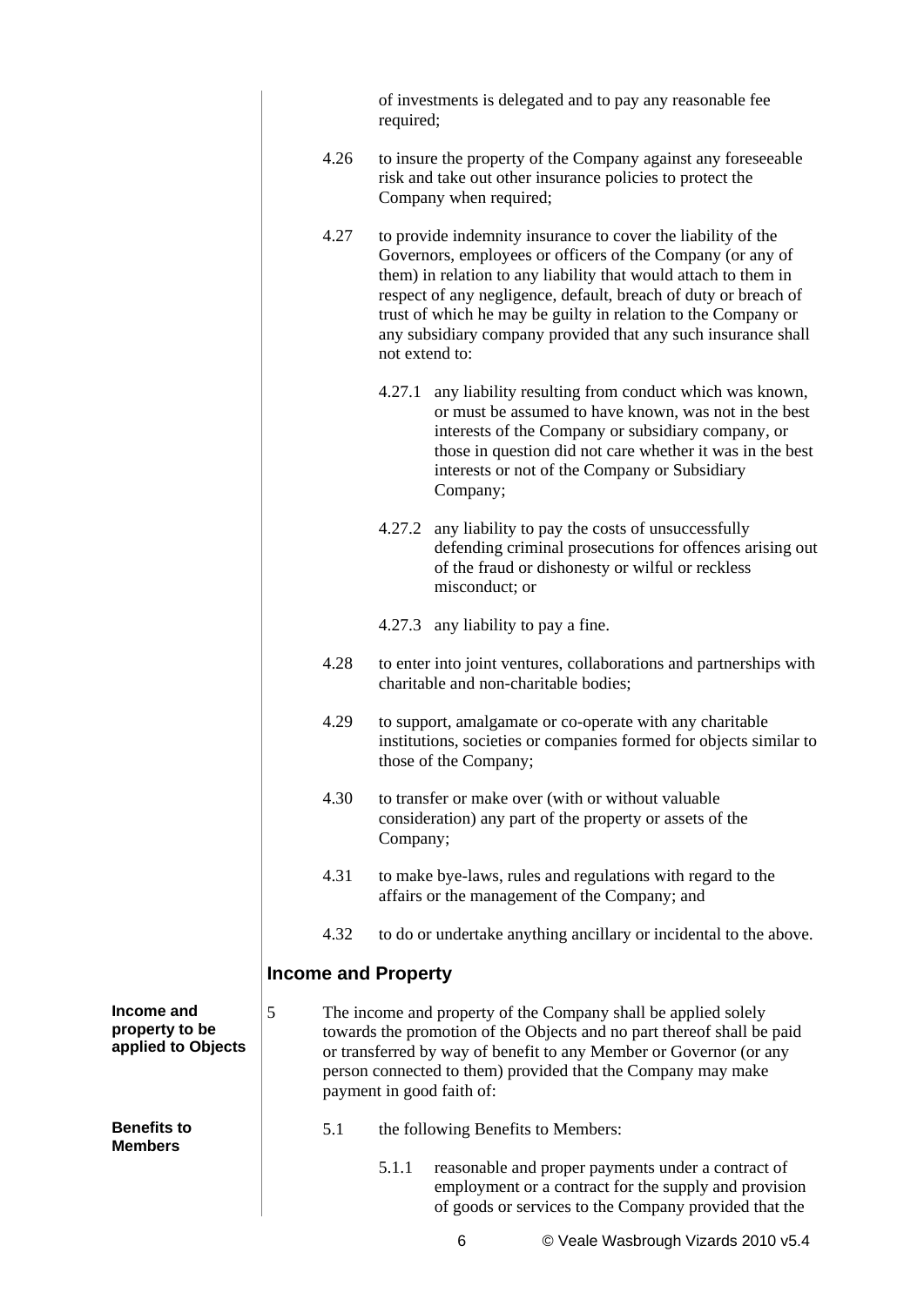of investments is delegated and to pay any reasonable fee required;

4.26 to insure the property of the Company against any foreseeable risk and take out other insurance policies to protect the Company when required;

4.27 to provide indemnity insurance to cover the liability of the Governors, employees or officers of the Company (or any of them) in relation to any liability that would attach to them in respect of any negligence, default, breach of duty or breach of trust of which he may be guilty in relation to the Company or any subsidiary company provided that any such insurance shall not extend to:

4.27.1 any liability resulting from conduct which was known, or must be assumed to have known, was not in the best interests of the Company or subsidiary company, or those in question did not care whether it was in the best interests or not of the Company or Subsidiary Company;

4.27.2 any liability to pay the costs of unsuccessfully defending criminal prosecutions for offences arising out of the fraud or dishonesty or wilful or reckless misconduct; or

4.27.3 any liability to pay a fine.

4.28 to enter into joint ventures, collaborations and partnerships with charitable and non-charitable bodies;

4.29 to support, amalgamate or co-operate with any charitable institutions, societies or companies formed for objects similar to those of the Company;

4.30 to transfer or make over (with or without valuable consideration) any part of the property or assets of the Company;

4.31 to make bye-laws, rules and regulations with regard to the affairs or the management of the Company; and

4.32 to do or undertake anything ancillary or incidental to the above.

## Income and Property

**Income and property to be applied to Objects**

5 The income and property of the Company shall be applied solely towards the promotion of the Objects and no part thereof shall be paid or transferred by way of benefit to any Member or Governor (or any person connected to them) provided that the Company may make payment in good faith of:

**Benefits to Members**

5.1 the following Benefits to Members:

5.1.1 reasonable and proper payments under a contract of employment or a contract for the supply and provision of goods or services to the Company provided that the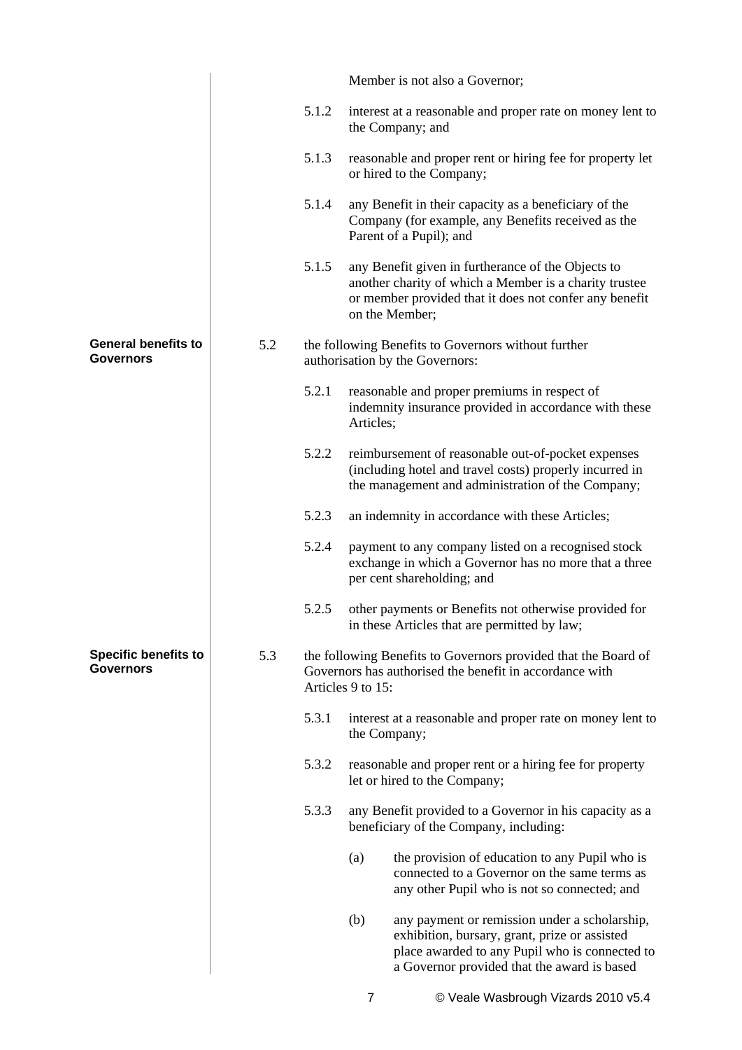Member is not also a Governor;

5.1.2 interest at a reasonable and proper rate on money lent to the Company; and

5.1.3 reasonable and proper rent or hiring fee for property let or hired to the Company;

5.1.4 any Benefit in their capacity as a beneficiary of the Company (for example, any Benefits received as the Parent of a Pupil); and

5.1.5 any Benefit given in furtherance of the Objects to another charity of which a Member is a charity trustee or member provided that it does not confer any benefit on the Member;

**General benefits to Governors**

5.2 the following Benefits to Governors without further authorisation by the Governors:

5.2.1 reasonable and proper premiums in respect of indemnity insurance provided in accordance with these Articles;

5.2.2 reimbursement of reasonable out-of-pocket expenses (including hotel and travel costs) properly incurred in the management and administration of the Company;

5.2.3 an indemnity in accordance with these Articles;

5.2.4 payment to any company listed on a recognised stock exchange in which a Governor has no more that a three per cent shareholding; and

5.2.5 other payments or Benefits not otherwise provided for in these Articles that are permitted by law;

**Specific benefits to Governors**

5.3 the following Benefits to Governors provided that the Board of Governors has authorised the benefit in accordance with Articles 9 to 15:

5.3.1 interest at a reasonable and proper rate on money lent to the Company;

5.3.2 reasonable and proper rent or a hiring fee for property let or hired to the Company;

5.3.3 any Benefit provided to a Governor in his capacity as a beneficiary of the Company, including:

(a) the provision of education to any Pupil who is connected to a Governor on the same terms as any other Pupil who is not so connected; and

(b) any payment or remission under a scholarship, exhibition, bursary, grant, prize or assisted place awarded to any Pupil who is connected to a Governor provided that the award is based

© Veale Wasbrough Vizards 2010 v5.4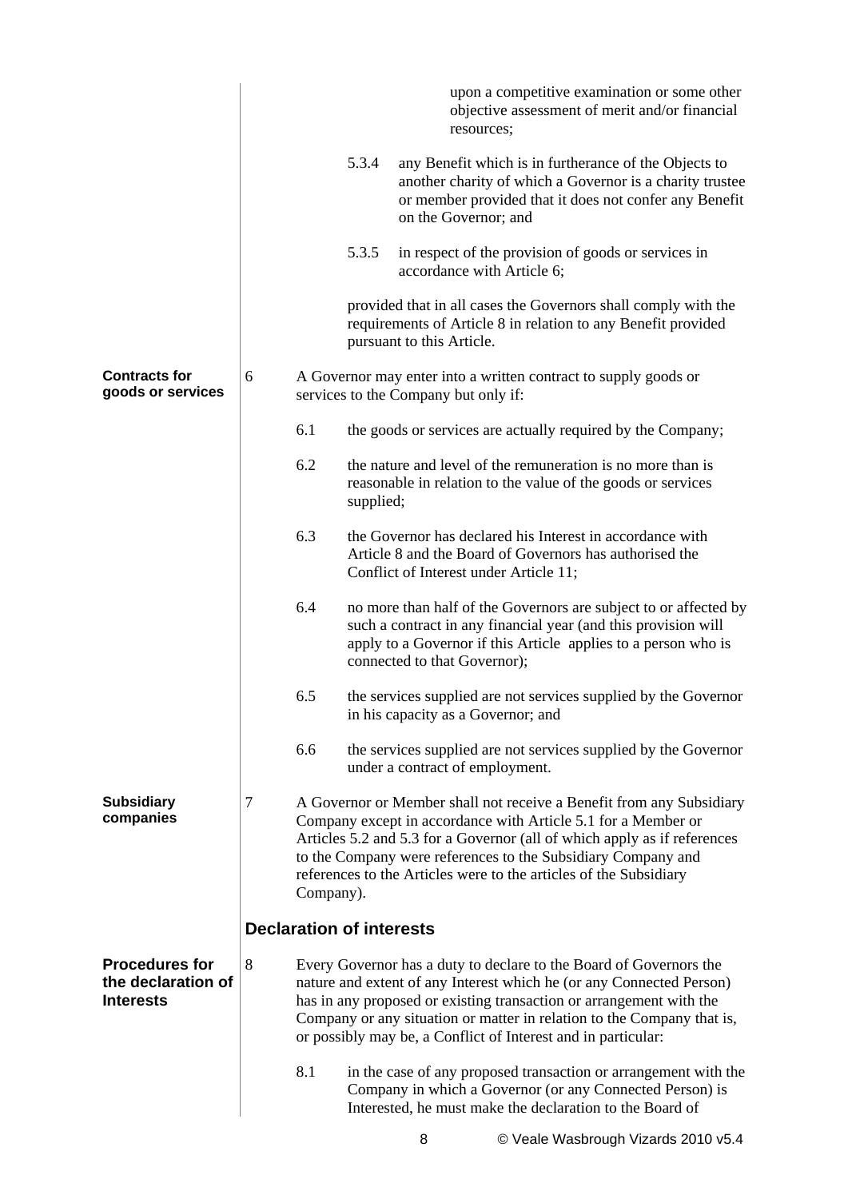upon a competitive examination or some other objective assessment of merit and/or financial resources;

5.3.4 any Benefit which is in furtherance of the Objects to another charity of which a Governor is a charity trustee or member provided that it does not confer any Benefit on the Governor; and

5.3.5 in respect of the provision of goods or services in accordance with Article 6;

provided that in all cases the Governors shall comply with the requirements of Article 8 in relation to any Benefit provided pursuant to this Article.

**Contracts for goods or services**

6 A Governor may enter into a written contract to supply goods or services to the Company but only if:

6.1 the goods or services are actually required by the Company;

6.2 the nature and level of the remuneration is no more than is reasonable in relation to the value of the goods or services supplied;

6.3 the Governor has declared his Interest in accordance with Article 8 and the Board of Governors has authorised the Conflict of Interest under Article 11;

6.4 no more than half of the Governors are subject to or affected by such a contract in any financial year (and this provision will apply to a Governor if this Article applies to a person who is connected to that Governor);

6.5 the services supplied are not services supplied by the Governor in his capacity as a Governor; and

6.6 the services supplied are not services supplied by the Governor under a contract of employment.

**Subsidiary companies**

7 A Governor or Member shall not receive a Benefit from any Subsidiary Company except in accordance with Article 5.1 for a Member or Articles 5.2 and 5.3 for a Governor (all of which apply as if references to the Company were references to the Subsidiary Company and references to the Articles were to the articles of the Subsidiary Company).

## Declaration of interests

**Procedures for the declaration of Interests**

8 Every Governor has a duty to declare to the Board of Governors the nature and extent of any Interest which he (or any Connected Person) has in any proposed or existing transaction or arrangement with the Company or any situation or matter in relation to the Company that is, or possibly may be, a Conflict of Interest and in particular:

8.1 in the case of any proposed transaction or arrangement with the Company in which a Governor (or any Connected Person) is Interested, he must make the declaration to the Board of

© Veale Wasbrough Vizards 2010 v5.4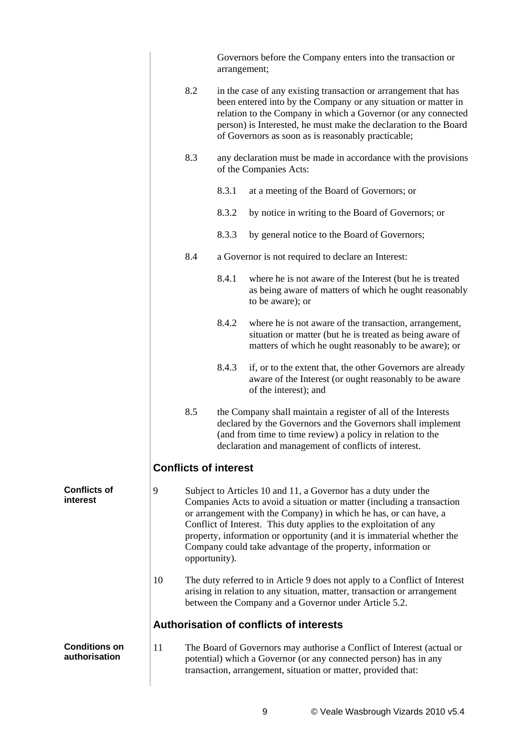Governors before the Company enters into the transaction or arrangement;

8.2 in the case of any existing transaction or arrangement that has been entered into by the Company or any situation or matter in relation to the Company in which a Governor (or any connected person) is Interested, he must make the declaration to the Board of Governors as soon as is reasonably practicable;

8.3 any declaration must be made in accordance with the provisions of the Companies Acts:

8.3.1 at a meeting of the Board of Governors; or

8.3.2 by notice in writing to the Board of Governors; or

8.3.3 by general notice to the Board of Governors;

8.4 a Governor is not required to declare an Interest:

8.4.1 where he is not aware of the Interest (but he is treated as being aware of matters of which he ought reasonably to be aware); or

8.4.2 where he is not aware of the transaction, arrangement, situation or matter (but he is treated as being aware of matters of which he ought reasonably to be aware); or

8.4.3 if, or to the extent that, the other Governors are already aware of the Interest (or ought reasonably to be aware of the interest); and

8.5 the Company shall maintain a register of all of the Interests declared by the Governors and the Governors shall implement (and from time to time review) a policy in relation to the declaration and management of conflicts of interest.

## Conflicts of interest

**Conflicts of interest**

9 Subject to Articles 10 and 11, a Governor has a duty under the Companies Acts to avoid a situation or matter (including a transaction or arrangement with the Company) in which he has, or can have, a Conflict of Interest. This duty applies to the exploitation of any property, information or opportunity (and it is immaterial whether the Company could take advantage of the property, information or opportunity).

10 The duty referred to in Article 9 does not apply to a Conflict of Interest arising in relation to any situation, matter, transaction or arrangement between the Company and a Governor under Article 5.2.

## Authorisation of conflicts of interests

**Conditions on authorisation**

11 The Board of Governors may authorise a Conflict of Interest (actual or potential) which a Governor (or any connected person) has in any transaction, arrangement, situation or matter, provided that: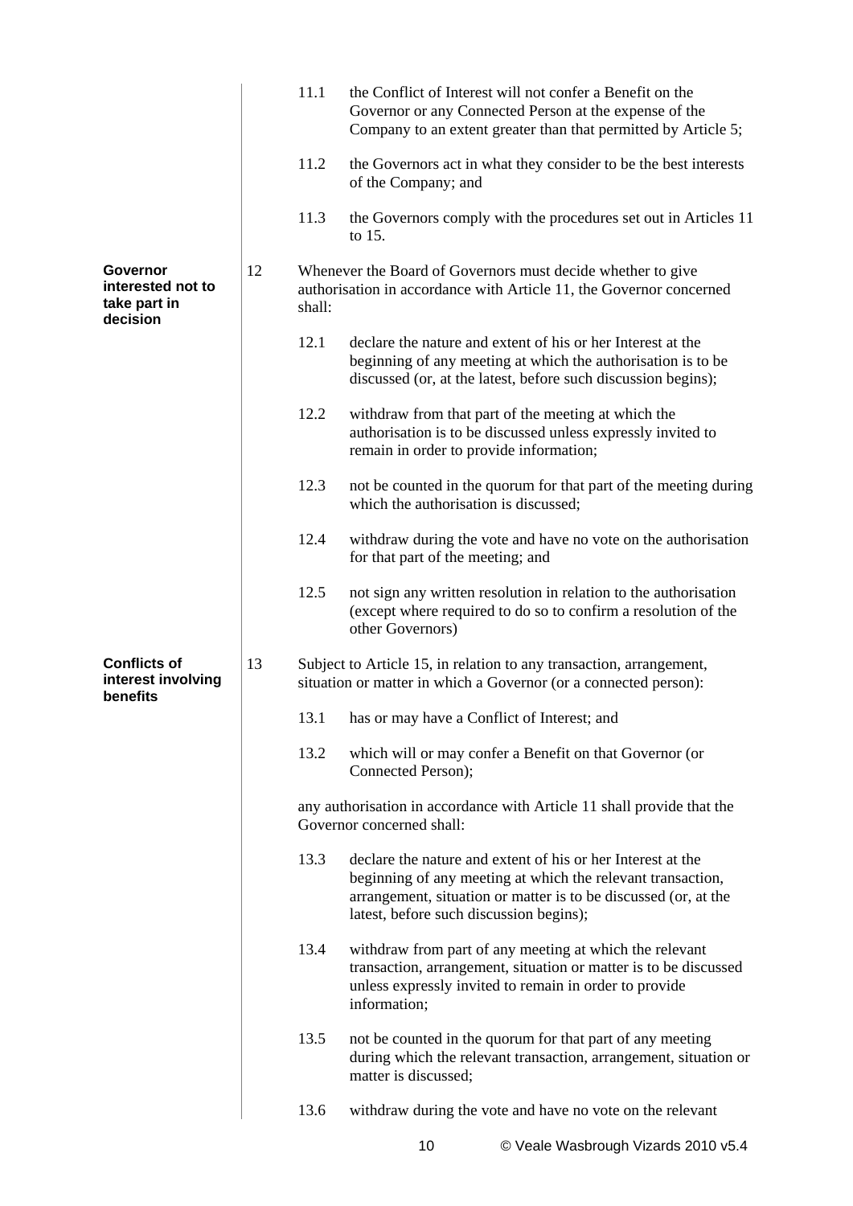11.1 the Conflict of Interest will not confer a Benefit on the Governor or any Connected Person at the expense of the Company to an extent greater than that permitted by Article 5;

11.2 the Governors act in what they consider to be the best interests of the Company; and

11.3 the Governors comply with the procedures set out in Articles 11 to 15.

**Governor interested not to take part in decision**

12 Whenever the Board of Governors must decide whether to give authorisation in accordance with Article 11, the Governor concerned shall:

12.1 declare the nature and extent of his or her Interest at the beginning of any meeting at which the authorisation is to be discussed (or, at the latest, before such discussion begins);

12.2 withdraw from that part of the meeting at which the authorisation is to be discussed unless expressly invited to remain in order to provide information;

12.3 not be counted in the quorum for that part of the meeting during which the authorisation is discussed;

12.4 withdraw during the vote and have no vote on the authorisation for that part of the meeting; and

12.5 not sign any written resolution in relation to the authorisation (except where required to do so to confirm a resolution of the other Governors)

**Conflicts of interest involving benefits**

13 Subject to Article 15, in relation to any transaction, arrangement, situation or matter in which a Governor (or a connected person):

13.1 has or may have a Conflict of Interest; and

13.2 which will or may confer a Benefit on that Governor (or Connected Person);

any authorisation in accordance with Article 11 shall provide that the Governor concerned shall:

13.3 declare the nature and extent of his or her Interest at the beginning of any meeting at which the relevant transaction, arrangement, situation or matter is to be discussed (or, at the latest, before such discussion begins);

13.4 withdraw from part of any meeting at which the relevant transaction, arrangement, situation or matter is to be discussed unless expressly invited to remain in order to provide information;

13.5 not be counted in the quorum for that part of any meeting during which the relevant transaction, arrangement, situation or matter is discussed;

13.6 withdraw during the vote and have no vote on the relevant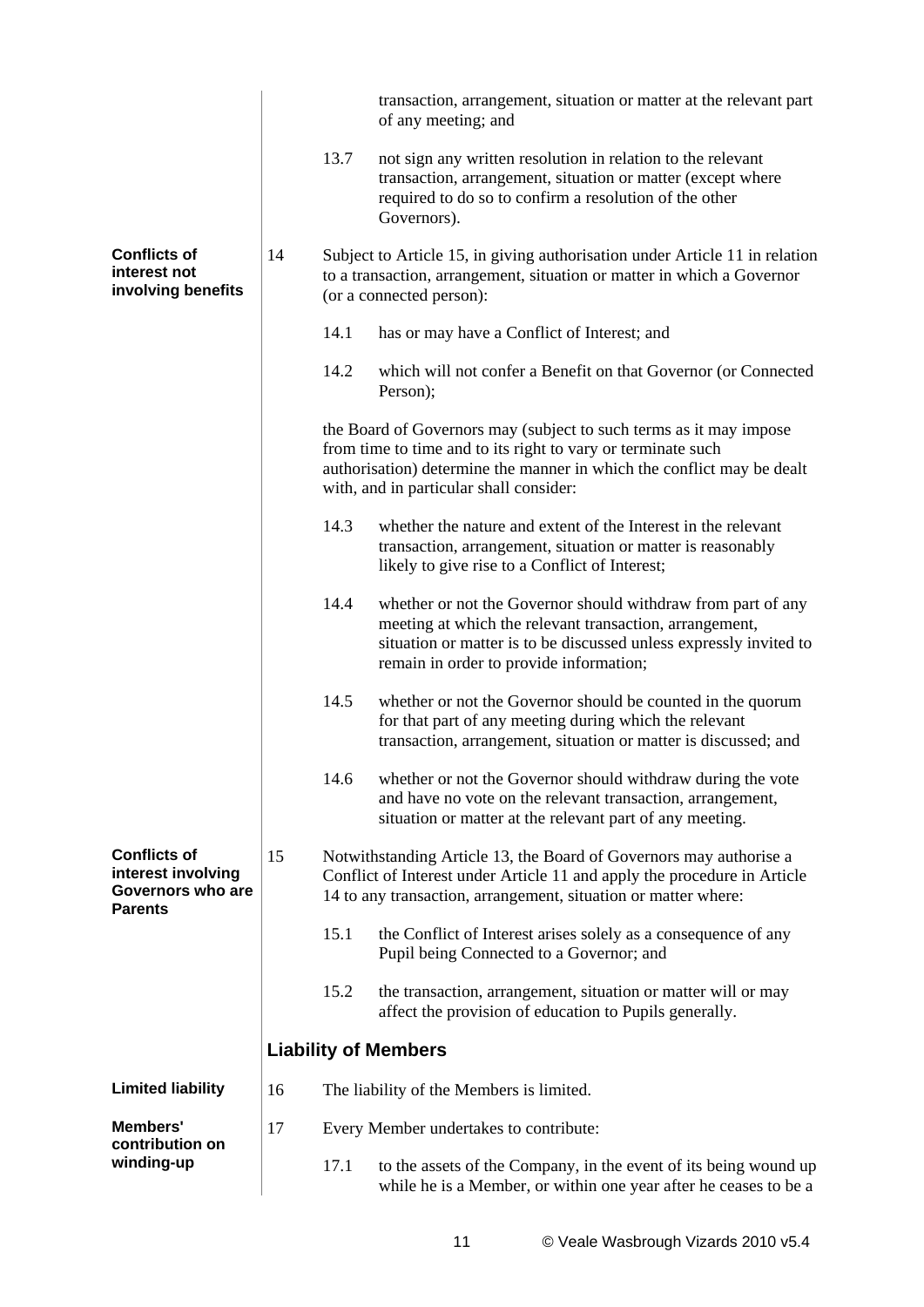transaction, arrangement, situation or matter at the relevant part of any meeting; and

13.7 not sign any written resolution in relation to the relevant transaction, arrangement, situation or matter (except where required to do so to confirm a resolution of the other Governors).

**Conflicts of interest not involving benefits**

14 Subject to Article 15, in giving authorisation under Article 11 in relation to a transaction, arrangement, situation or matter in which a Governor (or a connected person):

14.1 has or may have a Conflict of Interest; and

14.2 which will not confer a Benefit on that Governor (or Connected Person);

the Board of Governors may (subject to such terms as it may impose from time to time and to its right to vary or terminate such authorisation) determine the manner in which the conflict may be dealt with, and in particular shall consider:

14.3 whether the nature and extent of the Interest in the relevant transaction, arrangement, situation or matter is reasonably likely to give rise to a Conflict of Interest;

14.4 whether or not the Governor should withdraw from part of any meeting at which the relevant transaction, arrangement, situation or matter is to be discussed unless expressly invited to remain in order to provide information;

14.5 whether or not the Governor should be counted in the quorum for that part of any meeting during which the relevant transaction, arrangement, situation or matter is discussed; and

14.6 whether or not the Governor should withdraw during the vote and have no vote on the relevant transaction, arrangement, situation or matter at the relevant part of any meeting.

**Conflicts of interest involving Governors who are Parents**

15 Notwithstanding Article 13, the Board of Governors may authorise a Conflict of Interest under Article 11 and apply the procedure in Article 14 to any transaction, arrangement, situation or matter where:

15.1 the Conflict of Interest arises solely as a consequence of any Pupil being Connected to a Governor; and

15.2 the transaction, arrangement, situation or matter will or may affect the provision of education to Pupils generally.

## Liability of Members

**Limited liability**

16 The liability of the Members is limited.

**Members' contribution on winding-up**

17 Every Member undertakes to contribute:

17.1 to the assets of the Company, in the event of its being wound up while he is a Member, or within one year after he ceases to be a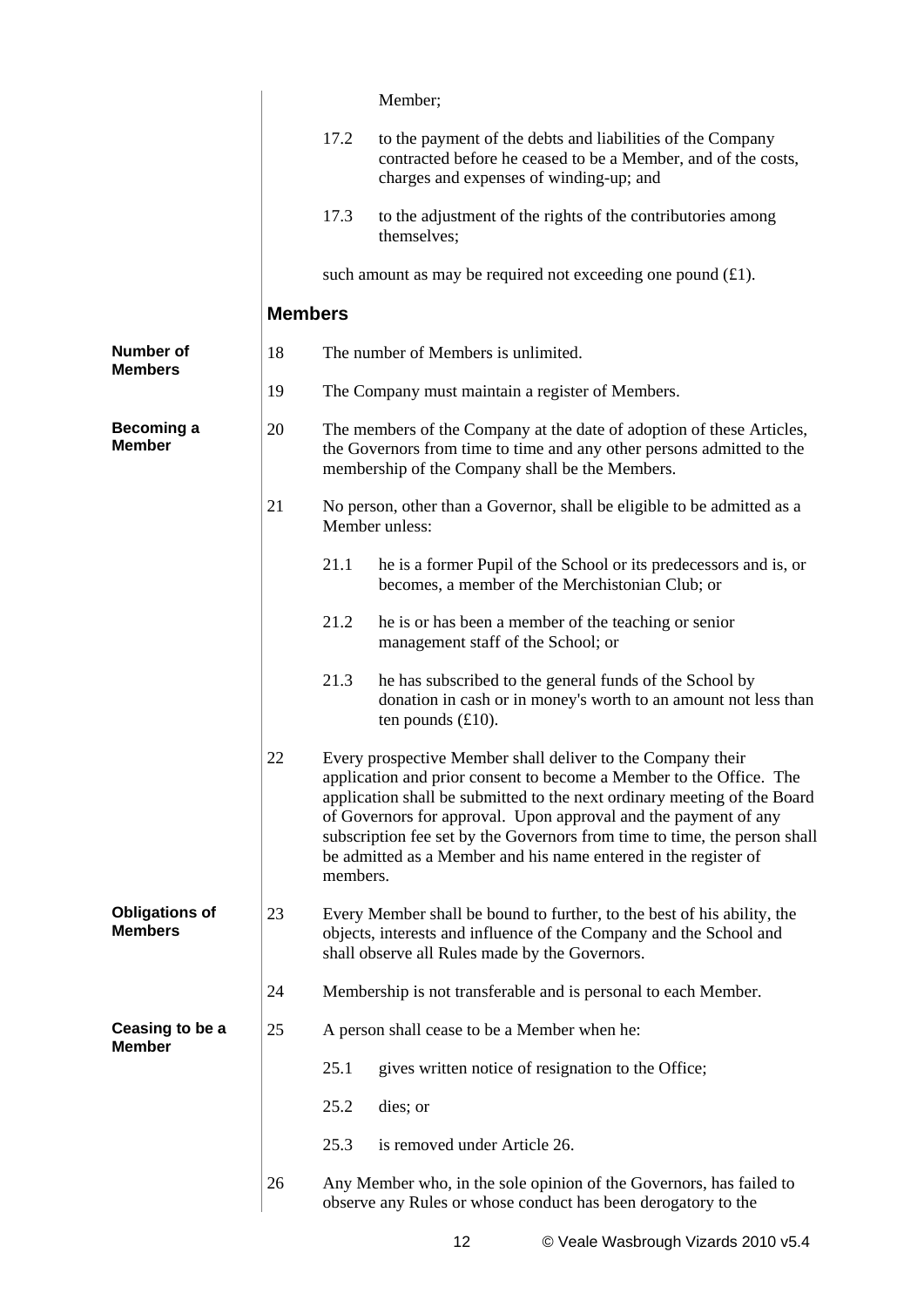Member;

17.2 to the payment of the debts and liabilities of the Company contracted before he ceased to be a Member, and of the costs, charges and expenses of winding-up; and

17.3 to the adjustment of the rights of the contributories among themselves;

such amount as may be required not exceeding one pound (£1).

## Members

**Number of Members**

18 The number of Members is unlimited.

19 The Company must maintain a register of Members.

**Becoming a Member**

20 The members of the Company at the date of adoption of these Articles, the Governors from time to time and any other persons admitted to the membership of the Company shall be the Members.

21 No person, other than a Governor, shall be eligible to be admitted as a Member unless:

21.1 he is a former Pupil of the School or its predecessors and is, or becomes, a member of the Merchistonian Club; or

21.2 he is or has been a member of the teaching or senior management staff of the School; or

21.3 he has subscribed to the general funds of the School by donation in cash or in money's worth to an amount not less than ten pounds (£10).

22 Every prospective Member shall deliver to the Company their application and prior consent to become a Member to the Office. The application shall be submitted to the next ordinary meeting of the Board of Governors for approval. Upon approval and the payment of any subscription fee set by the Governors from time to time, the person shall be admitted as a Member and his name entered in the register of members.

**Obligations of Members**

23 Every Member shall be bound to further, to the best of his ability, the objects, interests and influence of the Company and the School and shall observe all Rules made by the Governors.

24 Membership is not transferable and is personal to each Member.

**Ceasing to be a Member**

25 A person shall cease to be a Member when he:

25.1 gives written notice of resignation to the Office;

25.2 dies; or

25.3 is removed under Article 26.

26 Any Member who, in the sole opinion of the Governors, has failed to observe any Rules or whose conduct has been derogatory to the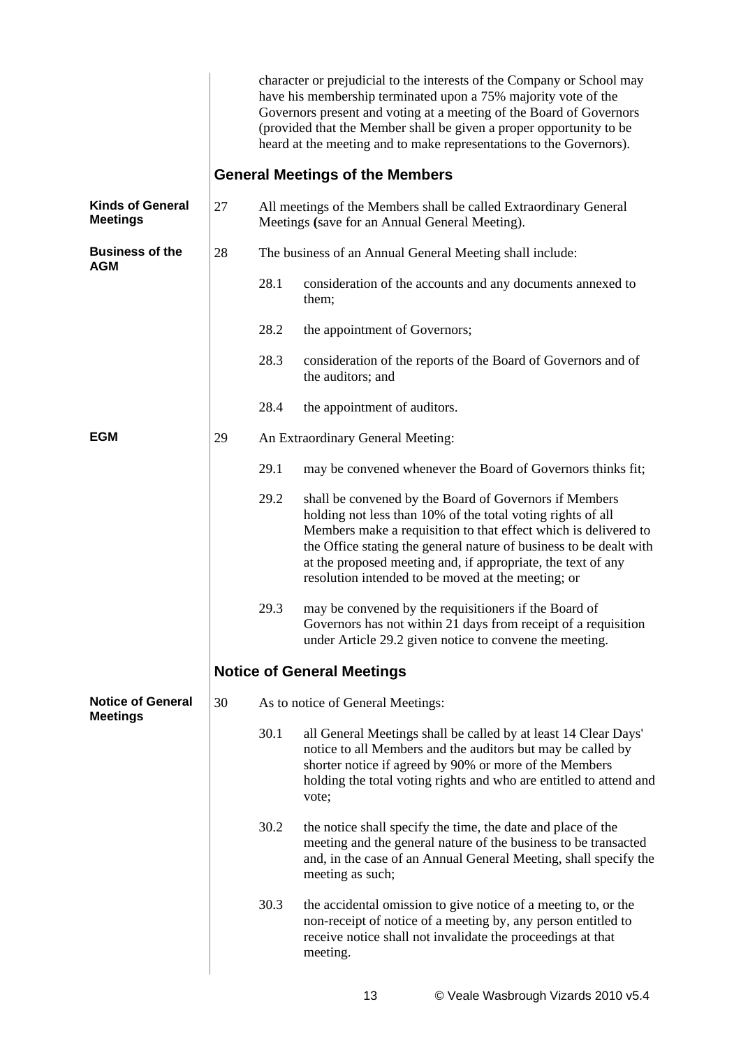character or prejudicial to the interests of the Company or School may have his membership terminated upon a 75% majority vote of the Governors present and voting at a meeting of the Board of Governors (provided that the Member shall be given a proper opportunity to be heard at the meeting and to make representations to the Governors).

## General Meetings of the Members

**Kinds of General Meetings**

27 All meetings of the Members shall be called Extraordinary General Meetings **(**save for an Annual General Meeting).

**Business of the AGM**

28 The business of an Annual General Meeting shall include:

28.1 consideration of the accounts and any documents annexed to them;

28.2 the appointment of Governors;

28.3 consideration of the reports of the Board of Governors and of the auditors; and

28.4 the appointment of auditors.

**EGM**

29 An Extraordinary General Meeting:

29.1 may be convened whenever the Board of Governors thinks fit;

29.2 shall be convened by the Board of Governors if Members holding not less than 10% of the total voting rights of all Members make a requisition to that effect which is delivered to the Office stating the general nature of business to be dealt with at the proposed meeting and, if appropriate, the text of any resolution intended to be moved at the meeting; or

29.3 may be convened by the requisitioners if the Board of Governors has not within 21 days from receipt of a requisition under Article 29.2 given notice to convene the meeting.

## Notice of General Meetings

**Notice of General Meetings**

30 As to notice of General Meetings:

30.1 all General Meetings shall be called by at least 14 Clear Days' notice to all Members and the auditors but may be called by shorter notice if agreed by 90% or more of the Members holding the total voting rights and who are entitled to attend and vote;

30.2 the notice shall specify the time, the date and place of the meeting and the general nature of the business to be transacted and, in the case of an Annual General Meeting, shall specify the meeting as such;

30.3 the accidental omission to give notice of a meeting to, or the non-receipt of notice of a meeting by, any person entitled to receive notice shall not invalidate the proceedings at that meeting.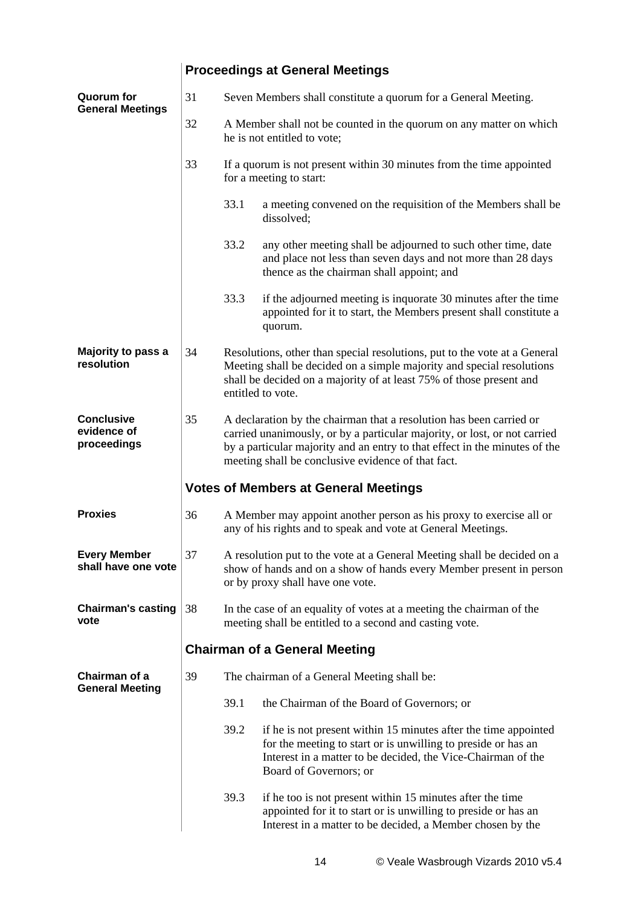## Proceedings at General Meetings

**Quorum for General Meetings**

31 Seven Members shall constitute a quorum for a General Meeting.

32 A Member shall not be counted in the quorum on any matter on which he is not entitled to vote;

33 If a quorum is not present within 30 minutes from the time appointed for a meeting to start:

- 33.1 a meeting convened on the requisition of the Members shall be dissolved;
- 33.2 any other meeting shall be adjourned to such other time, date and place not less than seven days and not more than 28 days thence as the chairman shall appoint; and
- 33.3 if the adjourned meeting is inquorate 30 minutes after the time appointed for it to start, the Members present shall constitute a quorum.

**Majority to pass a resolution**

34 Resolutions, other than special resolutions, put to the vote at a General Meeting shall be decided on a simple majority and special resolutions shall be decided on a majority of at least 75% of those present and entitled to vote.

**Conclusive evidence of proceedings**

35 A declaration by the chairman that a resolution has been carried or carried unanimously, or by a particular majority, or lost, or not carried by a particular majority and an entry to that effect in the minutes of the meeting shall be conclusive evidence of that fact.

## Votes of Members at General Meetings

**Proxies**

36 A Member may appoint another person as his proxy to exercise all or any of his rights and to speak and vote at General Meetings.

**Every Member shall have one vote**

37 A resolution put to the vote at a General Meeting shall be decided on a show of hands and on a show of hands every Member present in person or by proxy shall have one vote.

**Chairman's casting vote**

38 In the case of an equality of votes at a meeting the chairman of the meeting shall be entitled to a second and casting vote.

## Chairman of a General Meeting

**Chairman of a General Meeting**

39 The chairman of a General Meeting shall be:

- 39.1 the Chairman of the Board of Governors; or
- 39.2 if he is not present within 15 minutes after the time appointed for the meeting to start or is unwilling to preside or has an Interest in a matter to be decided, the Vice-Chairman of the Board of Governors; or
- 39.3 if he too is not present within 15 minutes after the time appointed for it to start or is unwilling to preside or has an Interest in a matter to be decided, a Member chosen by the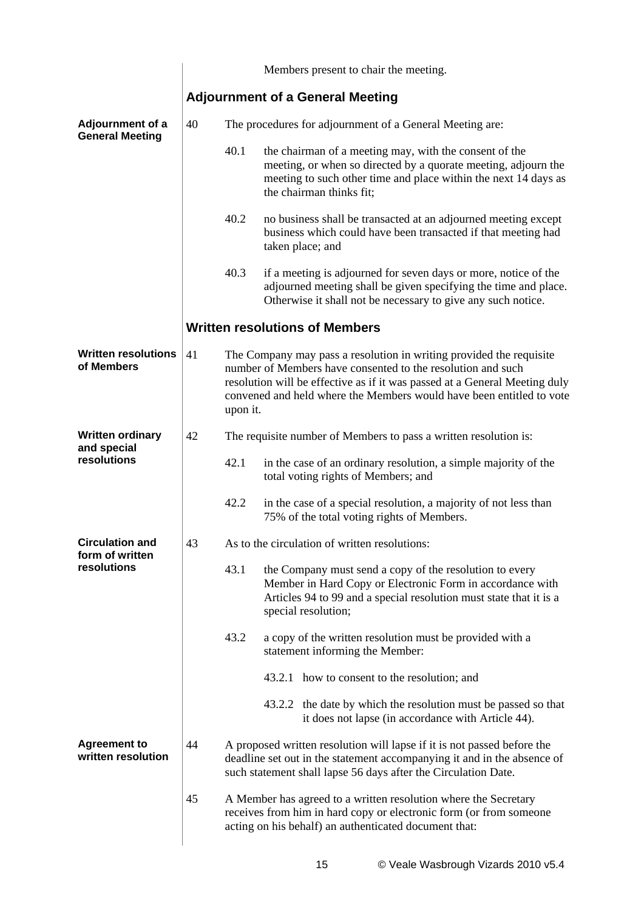Members present to chair the meeting.

## Adjournment of a General Meeting

**Adjournment of a General Meeting**

40 The procedures for adjournment of a General Meeting are:

40.1 the chairman of a meeting may, with the consent of the meeting, or when so directed by a quorate meeting, adjourn the meeting to such other time and place within the next 14 days as the chairman thinks fit;

40.2 no business shall be transacted at an adjourned meeting except business which could have been transacted if that meeting had taken place; and

40.3 if a meeting is adjourned for seven days or more, notice of the adjourned meeting shall be given specifying the time and place. Otherwise it shall not be necessary to give any such notice.

## Written resolutions of Members

**Written resolutions of Members**

41 The Company may pass a resolution in writing provided the requisite number of Members have consented to the resolution and such resolution will be effective as if it was passed at a General Meeting duly convened and held where the Members would have been entitled to vote upon it.

**Written ordinary and special resolutions**

42 The requisite number of Members to pass a written resolution is:

42.1 in the case of an ordinary resolution, a simple majority of the total voting rights of Members; and

42.2 in the case of a special resolution, a majority of not less than 75% of the total voting rights of Members.

**Circulation and form of written resolutions**

43 As to the circulation of written resolutions:

43.1 the Company must send a copy of the resolution to every Member in Hard Copy or Electronic Form in accordance with Articles 94 to 99 and a special resolution must state that it is a special resolution;

43.2 a copy of the written resolution must be provided with a statement informing the Member:

43.2.1 how to consent to the resolution; and

43.2.2 the date by which the resolution must be passed so that it does not lapse (in accordance with Article 44).

**Agreement to written resolution**

44 A proposed written resolution will lapse if it is not passed before the deadline set out in the statement accompanying it and in the absence of such statement shall lapse 56 days after the Circulation Date.

45 A Member has agreed to a written resolution where the Secretary receives from him in hard copy or electronic form (or from someone acting on his behalf) an authenticated document that: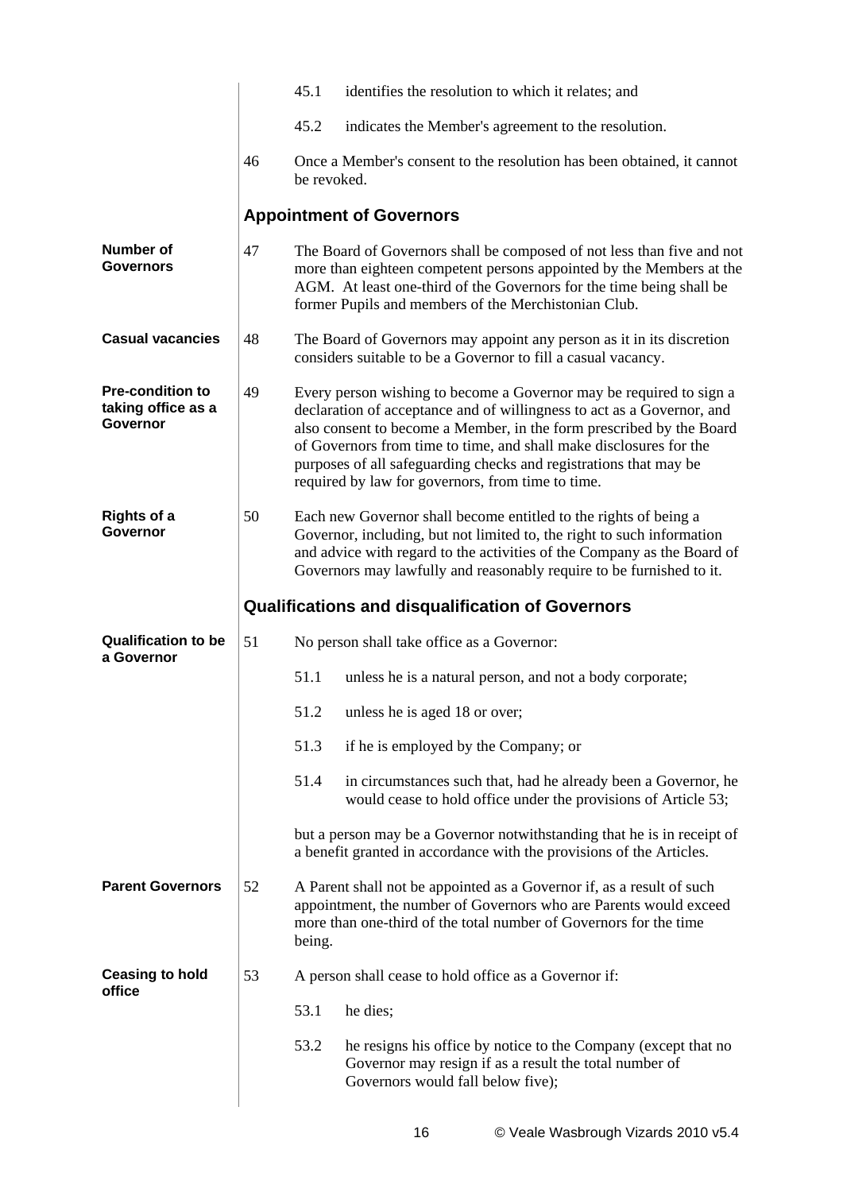45.1 identifies the resolution to which it relates; and

45.2 indicates the Member's agreement to the resolution.

46 Once a Member's consent to the resolution has been obtained, it cannot be revoked.

## Appointment of Governors

**Number of Governors**

47 The Board of Governors shall be composed of not less than five and not more than eighteen competent persons appointed by the Members at the AGM. At least one-third of the Governors for the time being shall be former Pupils and members of the Merchistonian Club.

**Casual vacancies**

48 The Board of Governors may appoint any person as it in its discretion considers suitable to be a Governor to fill a casual vacancy.

**Pre-condition to taking office as a Governor**

49 Every person wishing to become a Governor may be required to sign a declaration of acceptance and of willingness to act as a Governor, and also consent to become a Member, in the form prescribed by the Board of Governors from time to time, and shall make disclosures for the purposes of all safeguarding checks and registrations that may be required by law for governors, from time to time.

**Rights of a Governor**

50 Each new Governor shall become entitled to the rights of being a Governor, including, but not limited to, the right to such information and advice with regard to the activities of the Company as the Board of Governors may lawfully and reasonably require to be furnished to it.

## Qualifications and disqualification of Governors

**Qualification to be a Governor**

51 No person shall take office as a Governor:

51.1 unless he is a natural person, and not a body corporate;

51.2 unless he is aged 18 or over;

51.3 if he is employed by the Company; or

51.4 in circumstances such that, had he already been a Governor, he would cease to hold office under the provisions of Article 53;

but a person may be a Governor notwithstanding that he is in receipt of a benefit granted in accordance with the provisions of the Articles.

**Parent Governors**

52 A Parent shall not be appointed as a Governor if, as a result of such appointment, the number of Governors who are Parents would exceed more than one-third of the total number of Governors for the time being.

**Ceasing to hold office**

53 A person shall cease to hold office as a Governor if:

53.1 he dies;

53.2 he resigns his office by notice to the Company (except that no Governor may resign if as a result the total number of Governors would fall below five);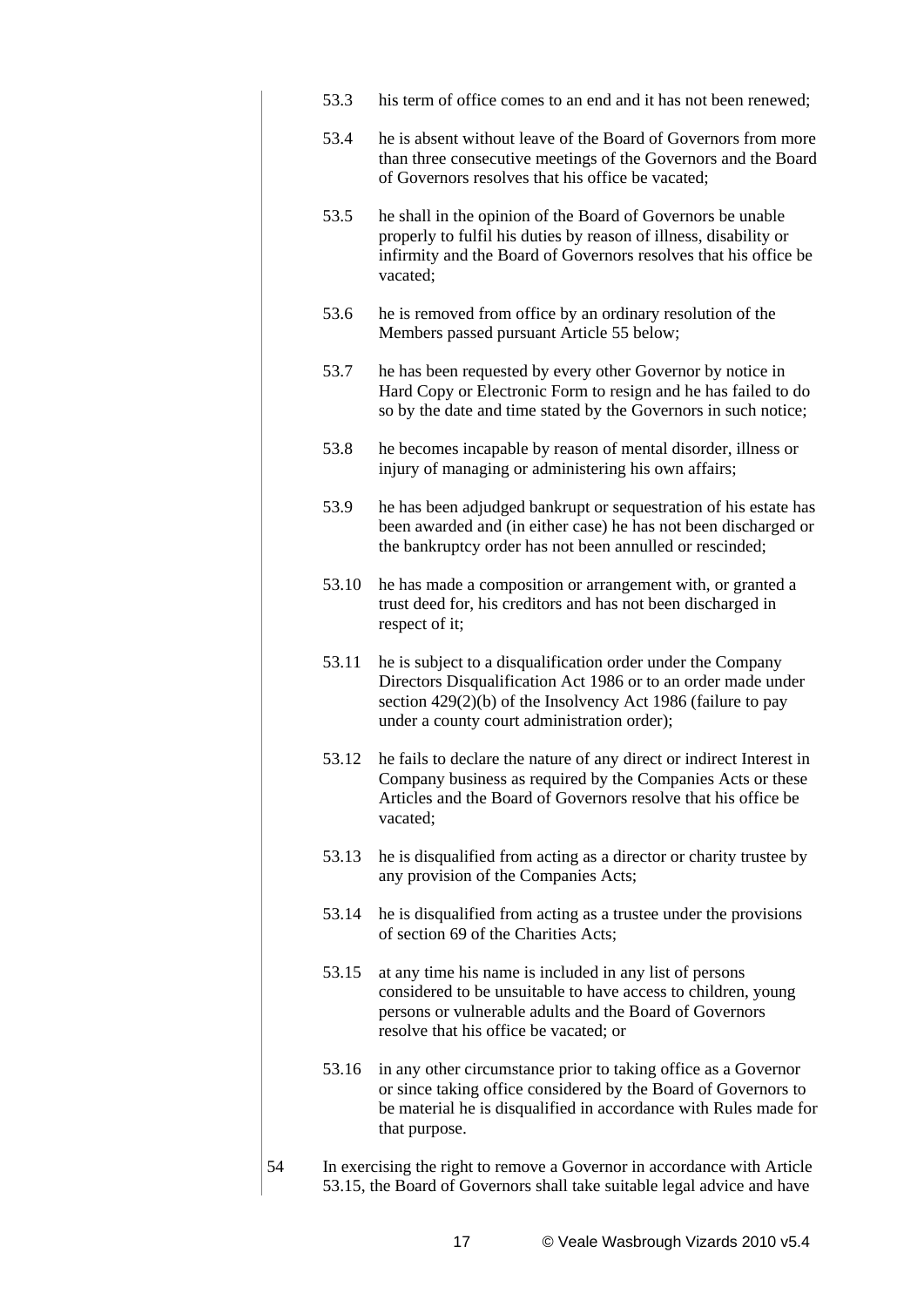53.3 his term of office comes to an end and it has not been renewed;

53.4 he is absent without leave of the Board of Governors from more than three consecutive meetings of the Governors and the Board of Governors resolves that his office be vacated;

53.5 he shall in the opinion of the Board of Governors be unable properly to fulfil his duties by reason of illness, disability or infirmity and the Board of Governors resolves that his office be vacated;

53.6 he is removed from office by an ordinary resolution of the Members passed pursuant Article 55 below;

53.7 he has been requested by every other Governor by notice in Hard Copy or Electronic Form to resign and he has failed to do so by the date and time stated by the Governors in such notice;

53.8 he becomes incapable by reason of mental disorder, illness or injury of managing or administering his own affairs;

53.9 he has been adjudged bankrupt or sequestration of his estate has been awarded and (in either case) he has not been discharged or the bankruptcy order has not been annulled or rescinded;

53.10 he has made a composition or arrangement with, or granted a trust deed for, his creditors and has not been discharged in respect of it;

53.11 he is subject to a disqualification order under the Company Directors Disqualification Act 1986 or to an order made under section 429(2)(b) of the Insolvency Act 1986 (failure to pay under a county court administration order);

53.12 he fails to declare the nature of any direct or indirect Interest in Company business as required by the Companies Acts or these Articles and the Board of Governors resolve that his office be vacated;

53.13 he is disqualified from acting as a director or charity trustee by any provision of the Companies Acts;

53.14 he is disqualified from acting as a trustee under the provisions of section 69 of the Charities Acts;

53.15 at any time his name is included in any list of persons considered to be unsuitable to have access to children, young persons or vulnerable adults and the Board of Governors resolve that his office be vacated; or

53.16 in any other circumstance prior to taking office as a Governor or since taking office considered by the Board of Governors to be material he is disqualified in accordance with Rules made for that purpose.

54 In exercising the right to remove a Governor in accordance with Article 53.15, the Board of Governors shall take suitable legal advice and have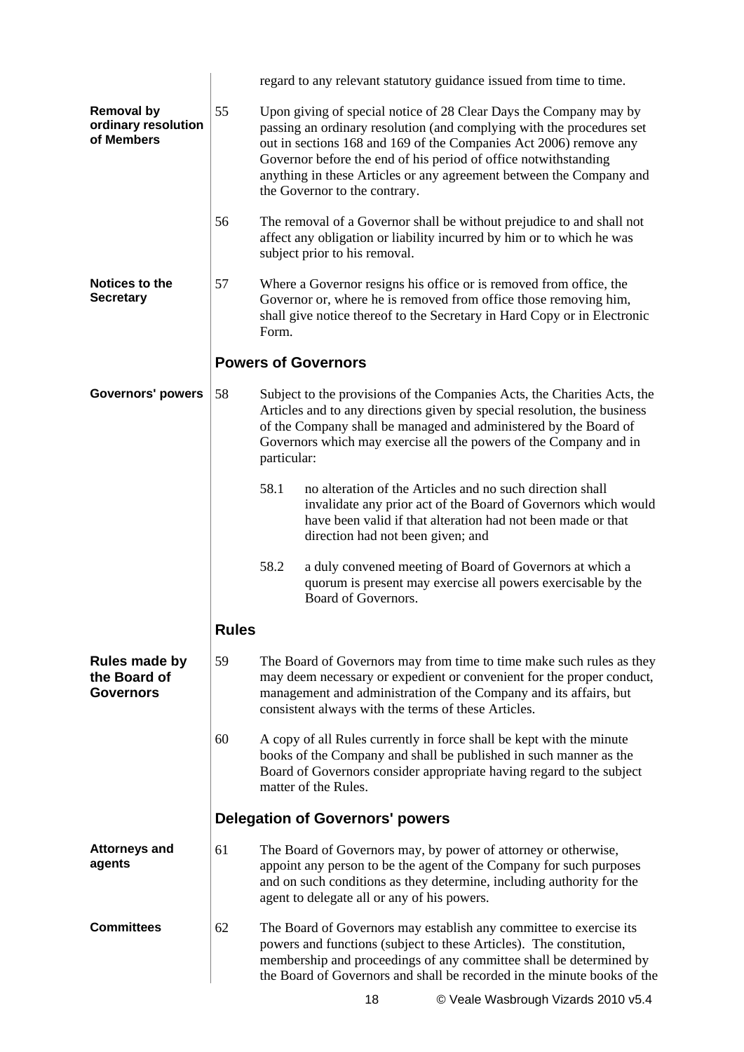regard to any relevant statutory guidance issued from time to time.

**Removal by ordinary resolution of Members**

55 Upon giving of special notice of 28 Clear Days the Company may by passing an ordinary resolution (and complying with the procedures set out in sections 168 and 169 of the Companies Act 2006) remove any Governor before the end of his period of office notwithstanding anything in these Articles or any agreement between the Company and the Governor to the contrary.

56 The removal of a Governor shall be without prejudice to and shall not affect any obligation or liability incurred by him or to which he was subject prior to his removal.

**Notices to the Secretary**

57 Where a Governor resigns his office or is removed from office, the Governor or, where he is removed from office those removing him, shall give notice thereof to the Secretary in Hard Copy or in Electronic Form.

## Powers of Governors

**Governors' powers**

58 Subject to the provisions of the Companies Acts, the Charities Acts, the Articles and to any directions given by special resolution, the business of the Company shall be managed and administered by the Board of Governors which may exercise all the powers of the Company and in particular:

58.1 no alteration of the Articles and no such direction shall invalidate any prior act of the Board of Governors which would have been valid if that alteration had not been made or that direction had not been given; and

58.2 a duly convened meeting of Board of Governors at which a quorum is present may exercise all powers exercisable by the Board of Governors.

## Rules

**Rules made by the Board of Governors**

59 The Board of Governors may from time to time make such rules as they may deem necessary or expedient or convenient for the proper conduct, management and administration of the Company and its affairs, but consistent always with the terms of these Articles.

60 A copy of all Rules currently in force shall be kept with the minute books of the Company and shall be published in such manner as the Board of Governors consider appropriate having regard to the subject matter of the Rules.

## Delegation of Governors' powers

**Attorneys and agents**

61 The Board of Governors may, by power of attorney or otherwise, appoint any person to be the agent of the Company for such purposes and on such conditions as they determine, including authority for the agent to delegate all or any of his powers.

**Committees**

62 The Board of Governors may establish any committee to exercise its powers and functions (subject to these Articles). The constitution, membership and proceedings of any committee shall be determined by the Board of Governors and shall be recorded in the minute books of the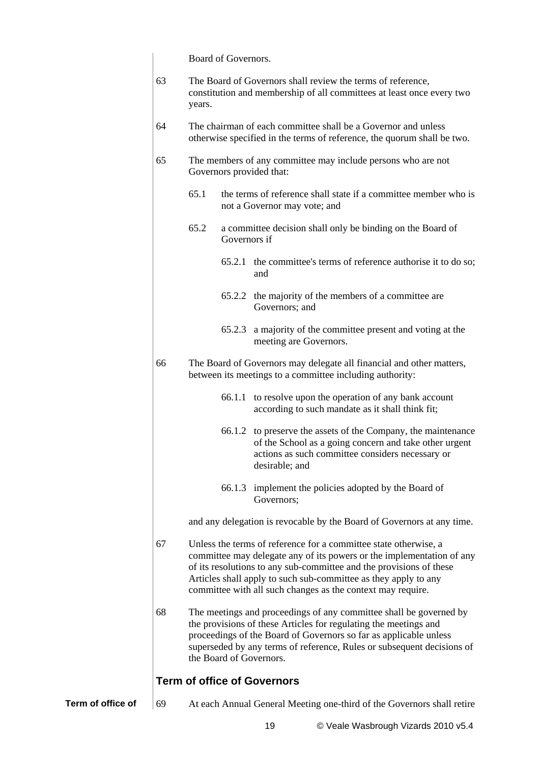Board of Governors.

63 The Board of Governors shall review the terms of reference, constitution and membership of all committees at least once every two years.

64 The chairman of each committee shall be a Governor and unless otherwise specified in the terms of reference, the quorum shall be two.

65 The members of any committee may include persons who are not Governors provided that:

65.1 the terms of reference shall state if a committee member who is not a Governor may vote; and

65.2 a committee decision shall only be binding on the Board of Governors if

65.2.1 the committee's terms of reference authorise it to do so; and

65.2.2 the majority of the members of a committee are Governors; and

65.2.3 a majority of the committee present and voting at the meeting are Governors.

66 The Board of Governors may delegate all financial and other matters, between its meetings to a committee including authority:

66.1.1 to resolve upon the operation of any bank account according to such mandate as it shall think fit;

66.1.2 to preserve the assets of the Company, the maintenance of the School as a going concern and take other urgent actions as such committee considers necessary or desirable; and

66.1.3 implement the policies adopted by the Board of Governors;

and any delegation is revocable by the Board of Governors at any time.

67 Unless the terms of reference for a committee state otherwise, a committee may delegate any of its powers or the implementation of any of its resolutions to any sub-committee and the provisions of these Articles shall apply to such sub-committee as they apply to any committee with all such changes as the context may require.

68 The meetings and proceedings of any committee shall be governed by the provisions of these Articles for regulating the meetings and proceedings of the Board of Governors so far as applicable unless superseded by any terms of reference, Rules or subsequent decisions of the Board of Governors.

## Term of office of Governors

**Term of office of**

69 At each Annual General Meeting one-third of the Governors shall retire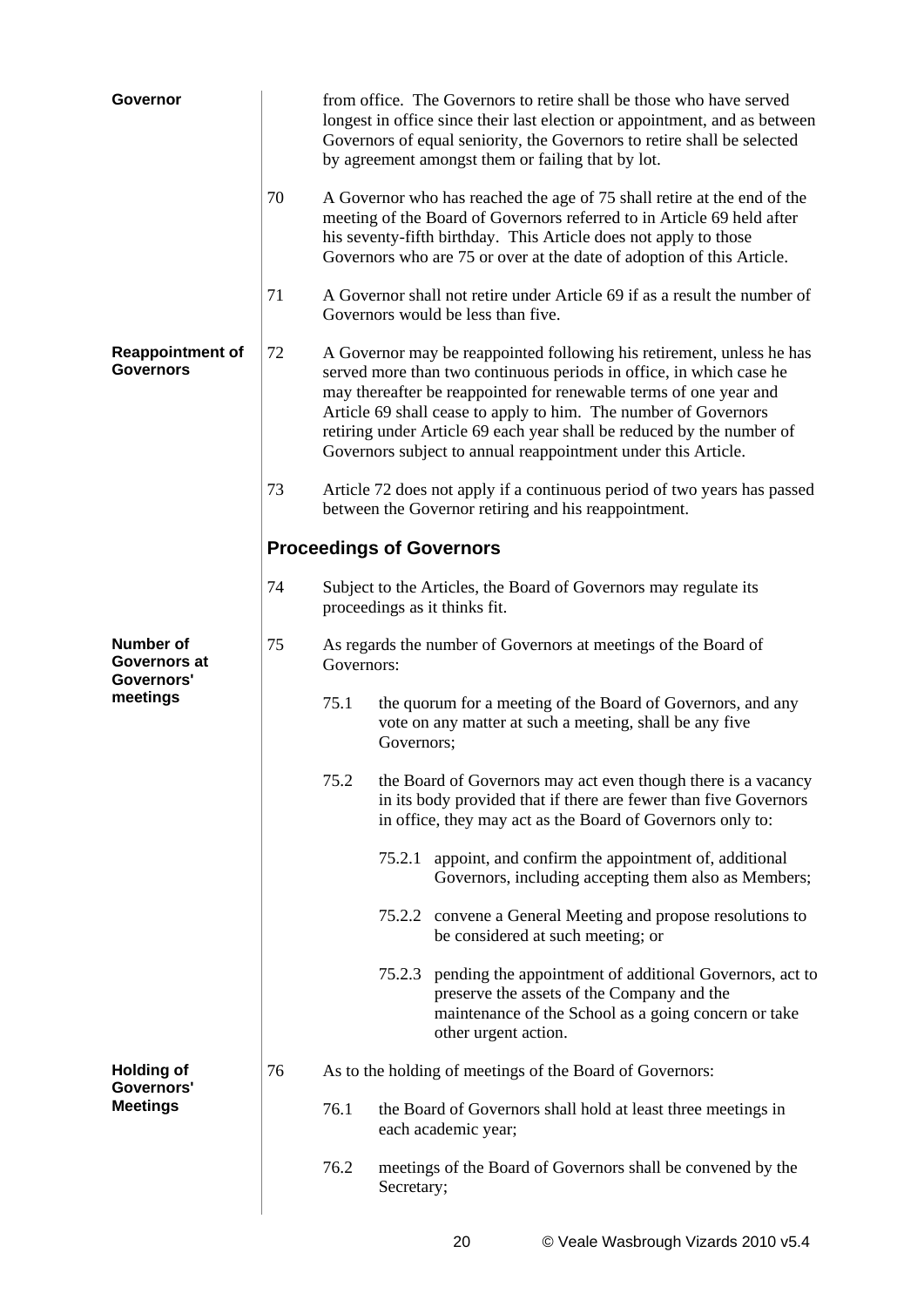**Governor**

from office. The Governors to retire shall be those who have served longest in office since their last election or appointment, and as between Governors of equal seniority, the Governors to retire shall be selected by agreement amongst them or failing that by lot.

70 A Governor who has reached the age of 75 shall retire at the end of the meeting of the Board of Governors referred to in Article 69 held after his seventy-fifth birthday. This Article does not apply to those Governors who are 75 or over at the date of adoption of this Article.

71 A Governor shall not retire under Article 69 if as a result the number of Governors would be less than five.

**Reappointment of Governors**

72 A Governor may be reappointed following his retirement, unless he has served more than two continuous periods in office, in which case he may thereafter be reappointed for renewable terms of one year and Article 69 shall cease to apply to him. The number of Governors retiring under Article 69 each year shall be reduced by the number of Governors subject to annual reappointment under this Article.

73 Article 72 does not apply if a continuous period of two years has passed between the Governor retiring and his reappointment.

## Proceedings of Governors

74 Subject to the Articles, the Board of Governors may regulate its proceedings as it thinks fit.

**Number of Governors at Governors' meetings**

75 As regards the number of Governors at meetings of the Board of Governors:

75.1 the quorum for a meeting of the Board of Governors, and any vote on any matter at such a meeting, shall be any five Governors;

75.2 the Board of Governors may act even though there is a vacancy in its body provided that if there are fewer than five Governors in office, they may act as the Board of Governors only to:

75.2.1 appoint, and confirm the appointment of, additional Governors, including accepting them also as Members;

75.2.2 convene a General Meeting and propose resolutions to be considered at such meeting; or

75.2.3 pending the appointment of additional Governors, act to preserve the assets of the Company and the maintenance of the School as a going concern or take other urgent action.

**Holding of Governors' Meetings**

76 As to the holding of meetings of the Board of Governors:

76.1 the Board of Governors shall hold at least three meetings in each academic year;

76.2 meetings of the Board of Governors shall be convened by the Secretary;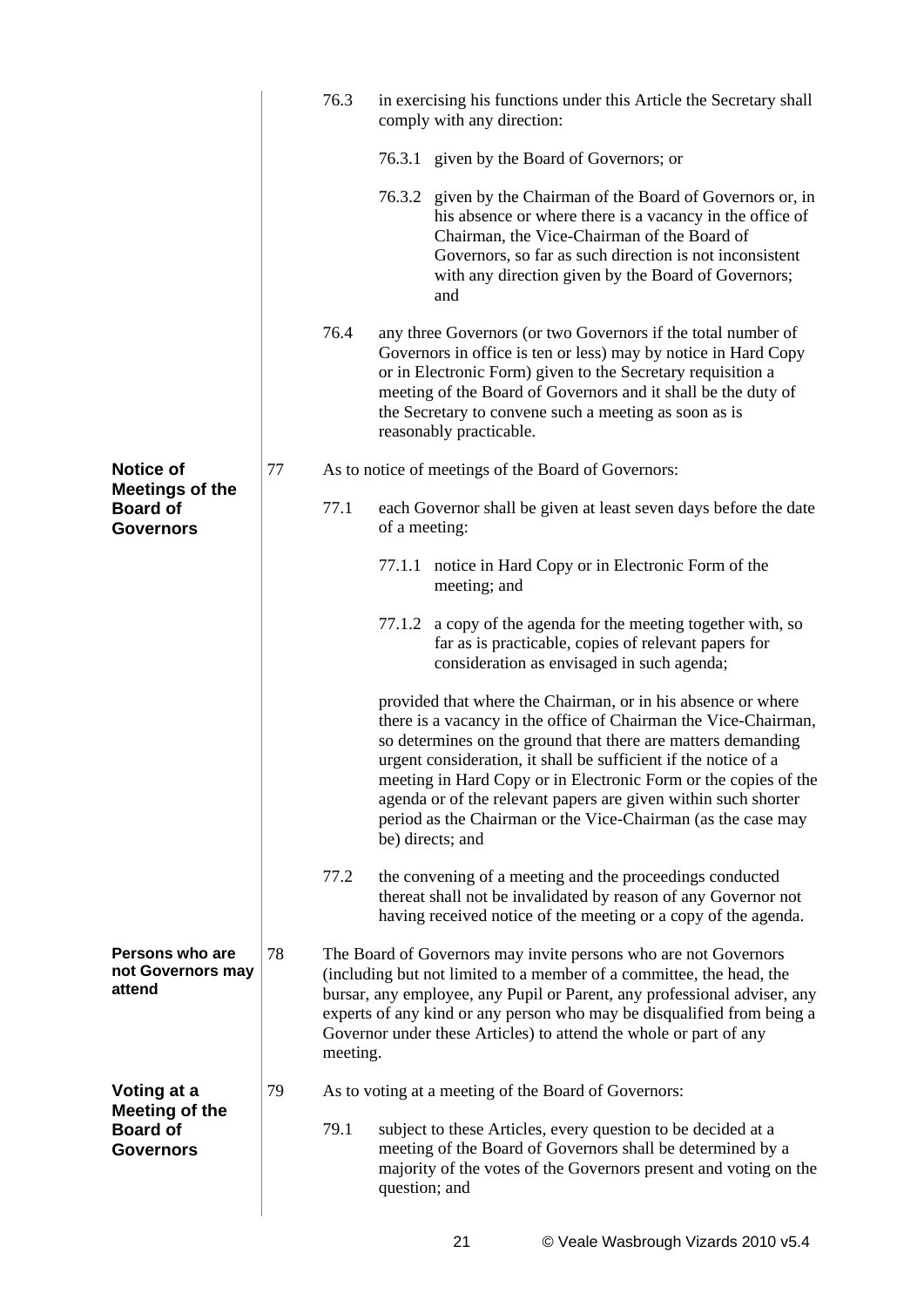76.3 in exercising his functions under this Article the Secretary shall comply with any direction:

76.3.1 given by the Board of Governors; or

76.3.2 given by the Chairman of the Board of Governors or, in his absence or where there is a vacancy in the office of Chairman, the Vice-Chairman of the Board of Governors, so far as such direction is not inconsistent with any direction given by the Board of Governors; and

76.4 any three Governors (or two Governors if the total number of Governors in office is ten or less) may by notice in Hard Copy or in Electronic Form) given to the Secretary requisition a meeting of the Board of Governors and it shall be the duty of the Secretary to convene such a meeting as soon as is reasonably practicable.

**Notice of Meetings of the Board of Governors**

77 As to notice of meetings of the Board of Governors:

77.1 each Governor shall be given at least seven days before the date of a meeting:

77.1.1 notice in Hard Copy or in Electronic Form of the meeting; and

77.1.2 a copy of the agenda for the meeting together with, so far as is practicable, copies of relevant papers for consideration as envisaged in such agenda;

provided that where the Chairman, or in his absence or where there is a vacancy in the office of Chairman the Vice-Chairman, so determines on the ground that there are matters demanding urgent consideration, it shall be sufficient if the notice of a meeting in Hard Copy or in Electronic Form or the copies of the agenda or of the relevant papers are given within such shorter period as the Chairman or the Vice-Chairman (as the case may be) directs; and

77.2 the convening of a meeting and the proceedings conducted thereat shall not be invalidated by reason of any Governor not having received notice of the meeting or a copy of the agenda.

**Persons who are not Governors may attend**

78 The Board of Governors may invite persons who are not Governors (including but not limited to a member of a committee, the head, the bursar, any employee, any Pupil or Parent, any professional adviser, any experts of any kind or any person who may be disqualified from being a Governor under these Articles) to attend the whole or part of any meeting.

**Voting at a Meeting of the Board of Governors**

79 As to voting at a meeting of the Board of Governors:

79.1 subject to these Articles, every question to be decided at a meeting of the Board of Governors shall be determined by a majority of the votes of the Governors present and voting on the question; and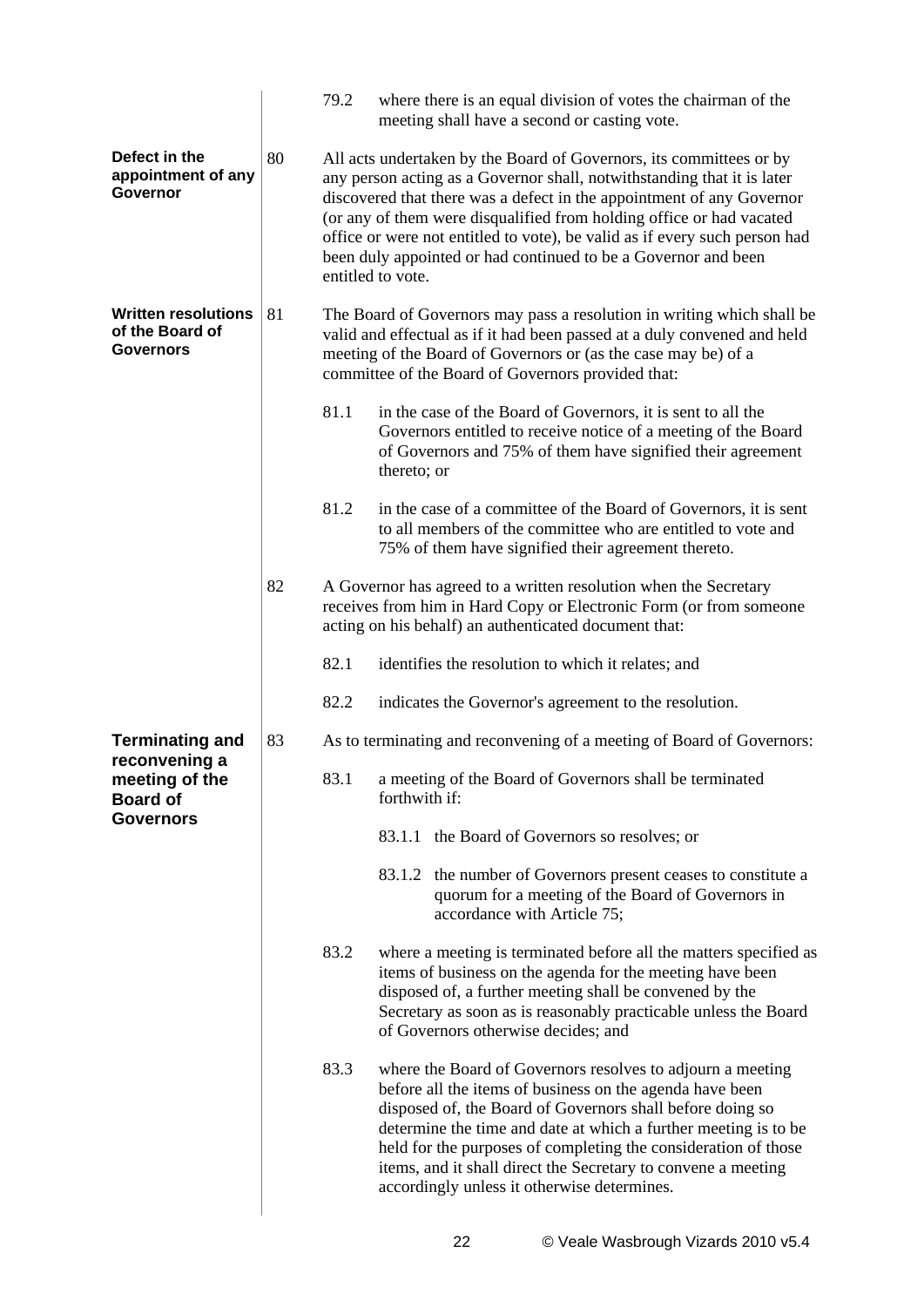79.2 where there is an equal division of votes the chairman of the meeting shall have a second or casting vote.

**Defect in the appointment of any Governor**

80 All acts undertaken by the Board of Governors, its committees or by any person acting as a Governor shall, notwithstanding that it is later discovered that there was a defect in the appointment of any Governor (or any of them were disqualified from holding office or had vacated office or were not entitled to vote), be valid as if every such person had been duly appointed or had continued to be a Governor and been entitled to vote.

**Written resolutions of the Board of Governors**

81 The Board of Governors may pass a resolution in writing which shall be valid and effectual as if it had been passed at a duly convened and held meeting of the Board of Governors or (as the case may be) of a committee of the Board of Governors provided that:

81.1 in the case of the Board of Governors, it is sent to all the Governors entitled to receive notice of a meeting of the Board of Governors and 75% of them have signified their agreement thereto; or

81.2 in the case of a committee of the Board of Governors, it is sent to all members of the committee who are entitled to vote and 75% of them have signified their agreement thereto.

82 A Governor has agreed to a written resolution when the Secretary receives from him in Hard Copy or Electronic Form (or from someone acting on his behalf) an authenticated document that:

82.1 identifies the resolution to which it relates; and

82.2 indicates the Governor's agreement to the resolution.

**Terminating and reconvening a meeting of the Board of Governors**

83 As to terminating and reconvening of a meeting of Board of Governors:

83.1 a meeting of the Board of Governors shall be terminated forthwith if:

83.1.1 the Board of Governors so resolves; or

83.1.2 the number of Governors present ceases to constitute a quorum for a meeting of the Board of Governors in accordance with Article 75;

83.2 where a meeting is terminated before all the matters specified as items of business on the agenda for the meeting have been disposed of, a further meeting shall be convened by the Secretary as soon as is reasonably practicable unless the Board of Governors otherwise decides; and

83.3 where the Board of Governors resolves to adjourn a meeting before all the items of business on the agenda have been disposed of, the Board of Governors shall before doing so determine the time and date at which a further meeting is to be held for the purposes of completing the consideration of those items, and it shall direct the Secretary to convene a meeting accordingly unless it otherwise determines.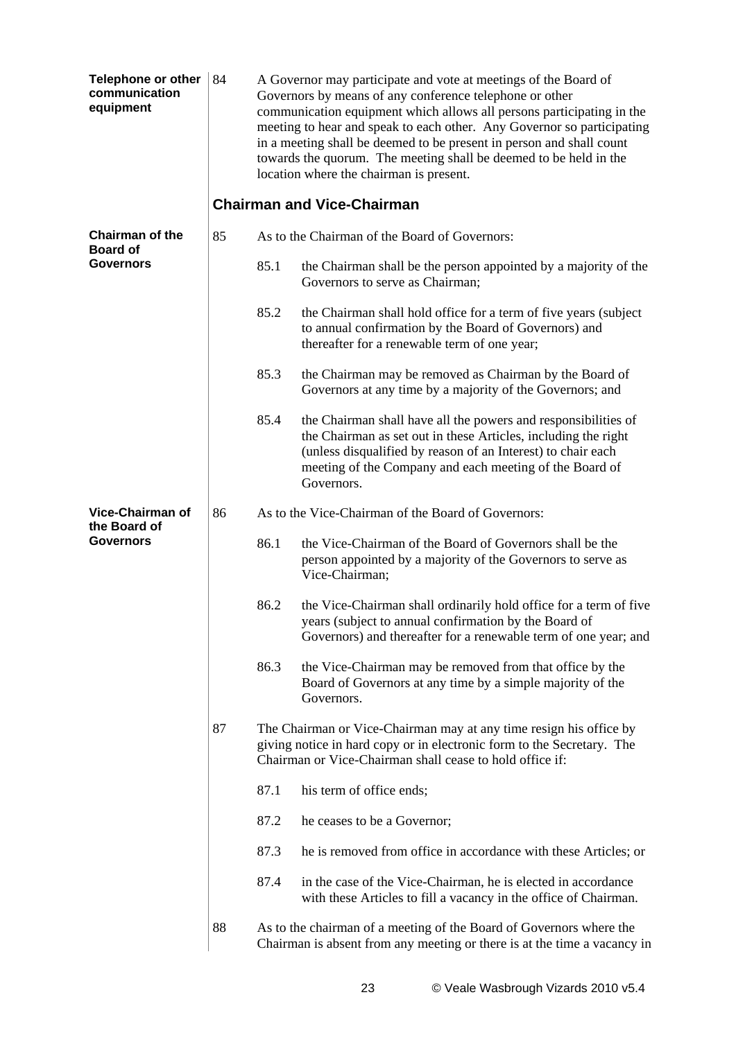**Telephone or other communication equipment**

84 A Governor may participate and vote at meetings of the Board of Governors by means of any conference telephone or other communication equipment which allows all persons participating in the meeting to hear and speak to each other. Any Governor so participating in a meeting shall be deemed to be present in person and shall count towards the quorum. The meeting shall be deemed to be held in the location where the chairman is present.

## Chairman and Vice-Chairman

**Chairman of the Board of Governors**

85 As to the Chairman of the Board of Governors:

85.1 the Chairman shall be the person appointed by a majority of the Governors to serve as Chairman;

85.2 the Chairman shall hold office for a term of five years (subject to annual confirmation by the Board of Governors) and thereafter for a renewable term of one year;

85.3 the Chairman may be removed as Chairman by the Board of Governors at any time by a majority of the Governors; and

85.4 the Chairman shall have all the powers and responsibilities of the Chairman as set out in these Articles, including the right (unless disqualified by reason of an Interest) to chair each meeting of the Company and each meeting of the Board of Governors.

**Vice-Chairman of the Board of Governors**

86 As to the Vice-Chairman of the Board of Governors:

86.1 the Vice-Chairman of the Board of Governors shall be the person appointed by a majority of the Governors to serve as Vice-Chairman;

86.2 the Vice-Chairman shall ordinarily hold office for a term of five years (subject to annual confirmation by the Board of Governors) and thereafter for a renewable term of one year; and

86.3 the Vice-Chairman may be removed from that office by the Board of Governors at any time by a simple majority of the Governors.

87 The Chairman or Vice-Chairman may at any time resign his office by giving notice in hard copy or in electronic form to the Secretary. The Chairman or Vice-Chairman shall cease to hold office if:

87.1 his term of office ends;

87.2 he ceases to be a Governor;

87.3 he is removed from office in accordance with these Articles; or

87.4 in the case of the Vice-Chairman, he is elected in accordance with these Articles to fill a vacancy in the office of Chairman.

88 As to the chairman of a meeting of the Board of Governors where the Chairman is absent from any meeting or there is at the time a vacancy in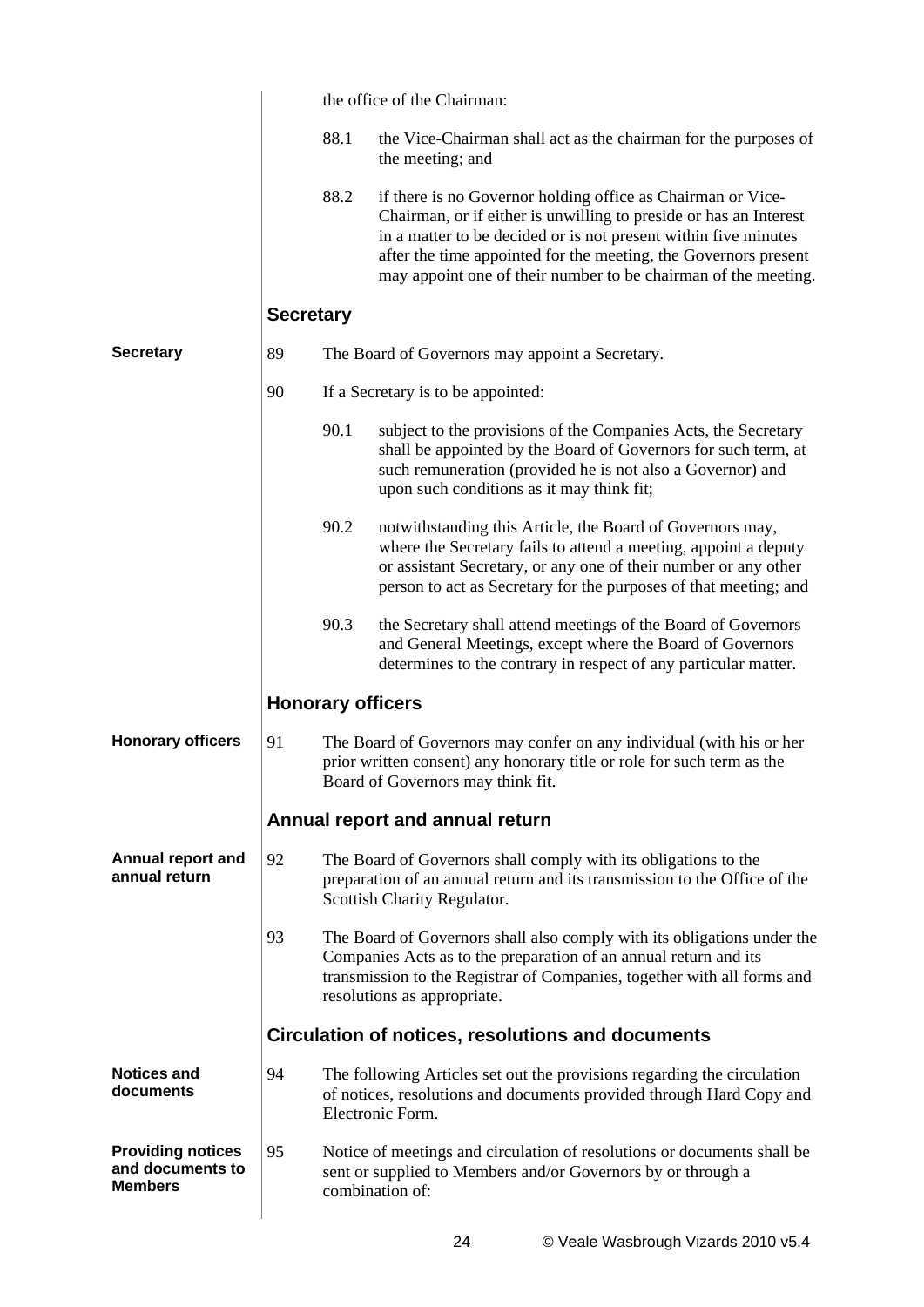the office of the Chairman:

88.1 the Vice-Chairman shall act as the chairman for the purposes of the meeting; and

88.2 if there is no Governor holding office as Chairman or Vice-Chairman, or if either is unwilling to preside or has an Interest in a matter to be decided or is not present within five minutes after the time appointed for the meeting, the Governors present may appoint one of their number to be chairman of the meeting.

## Secretary

**Secretary**

89 The Board of Governors may appoint a Secretary.

90 If a Secretary is to be appointed:

90.1 subject to the provisions of the Companies Acts, the Secretary shall be appointed by the Board of Governors for such term, at such remuneration (provided he is not also a Governor) and upon such conditions as it may think fit;

90.2 notwithstanding this Article, the Board of Governors may, where the Secretary fails to attend a meeting, appoint a deputy or assistant Secretary, or any one of their number or any other person to act as Secretary for the purposes of that meeting; and

90.3 the Secretary shall attend meetings of the Board of Governors and General Meetings, except where the Board of Governors determines to the contrary in respect of any particular matter.

## Honorary officers

**Honorary officers**

91 The Board of Governors may confer on any individual (with his or her prior written consent) any honorary title or role for such term as the Board of Governors may think fit.

## Annual report and annual return

**Annual report and annual return**

92 The Board of Governors shall comply with its obligations to the preparation of an annual return and its transmission to the Office of the Scottish Charity Regulator.

93 The Board of Governors shall also comply with its obligations under the Companies Acts as to the preparation of an annual return and its transmission to the Registrar of Companies, together with all forms and resolutions as appropriate.

## Circulation of notices, resolutions and documents

**Notices and documents**

94 The following Articles set out the provisions regarding the circulation of notices, resolutions and documents provided through Hard Copy and Electronic Form.

**Providing notices and documents to Members**

95 Notice of meetings and circulation of resolutions or documents shall be sent or supplied to Members and/or Governors by or through a combination of: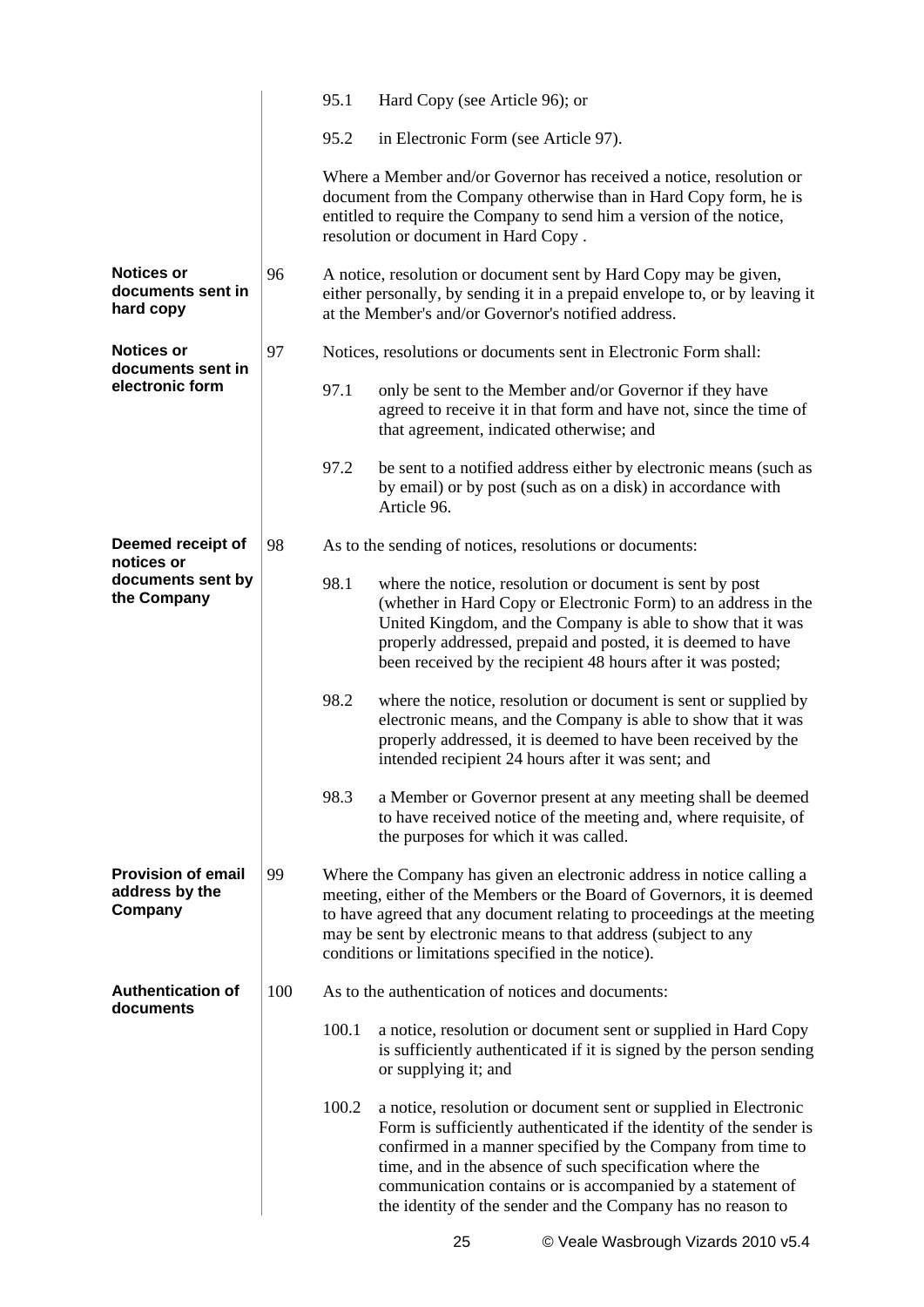95.1 Hard Copy (see Article 96); or

95.2 in Electronic Form (see Article 97).

Where a Member and/or Governor has received a notice, resolution or document from the Company otherwise than in Hard Copy form, he is entitled to require the Company to send him a version of the notice, resolution or document in Hard Copy .

**Notices or documents sent in hard copy**

96 A notice, resolution or document sent by Hard Copy may be given, either personally, by sending it in a prepaid envelope to, or by leaving it at the Member's and/or Governor's notified address.

**Notices or documents sent in electronic form**

97 Notices, resolutions or documents sent in Electronic Form shall:

97.1 only be sent to the Member and/or Governor if they have agreed to receive it in that form and have not, since the time of that agreement, indicated otherwise; and

97.2 be sent to a notified address either by electronic means (such as by email) or by post (such as on a disk) in accordance with Article 96.

**Deemed receipt of notices or documents sent by the Company**

98 As to the sending of notices, resolutions or documents:

98.1 where the notice, resolution or document is sent by post (whether in Hard Copy or Electronic Form) to an address in the United Kingdom, and the Company is able to show that it was properly addressed, prepaid and posted, it is deemed to have been received by the recipient 48 hours after it was posted;

98.2 where the notice, resolution or document is sent or supplied by electronic means, and the Company is able to show that it was properly addressed, it is deemed to have been received by the intended recipient 24 hours after it was sent; and

98.3 a Member or Governor present at any meeting shall be deemed to have received notice of the meeting and, where requisite, of the purposes for which it was called.

**Provision of email address by the Company**

99 Where the Company has given an electronic address in notice calling a meeting, either of the Members or the Board of Governors, it is deemed to have agreed that any document relating to proceedings at the meeting may be sent by electronic means to that address (subject to any conditions or limitations specified in the notice).

**Authentication of documents**

100 As to the authentication of notices and documents:

100.1 a notice, resolution or document sent or supplied in Hard Copy is sufficiently authenticated if it is signed by the person sending or supplying it; and

100.2 a notice, resolution or document sent or supplied in Electronic Form is sufficiently authenticated if the identity of the sender is confirmed in a manner specified by the Company from time to time, and in the absence of such specification where the communication contains or is accompanied by a statement of the identity of the sender and the Company has no reason to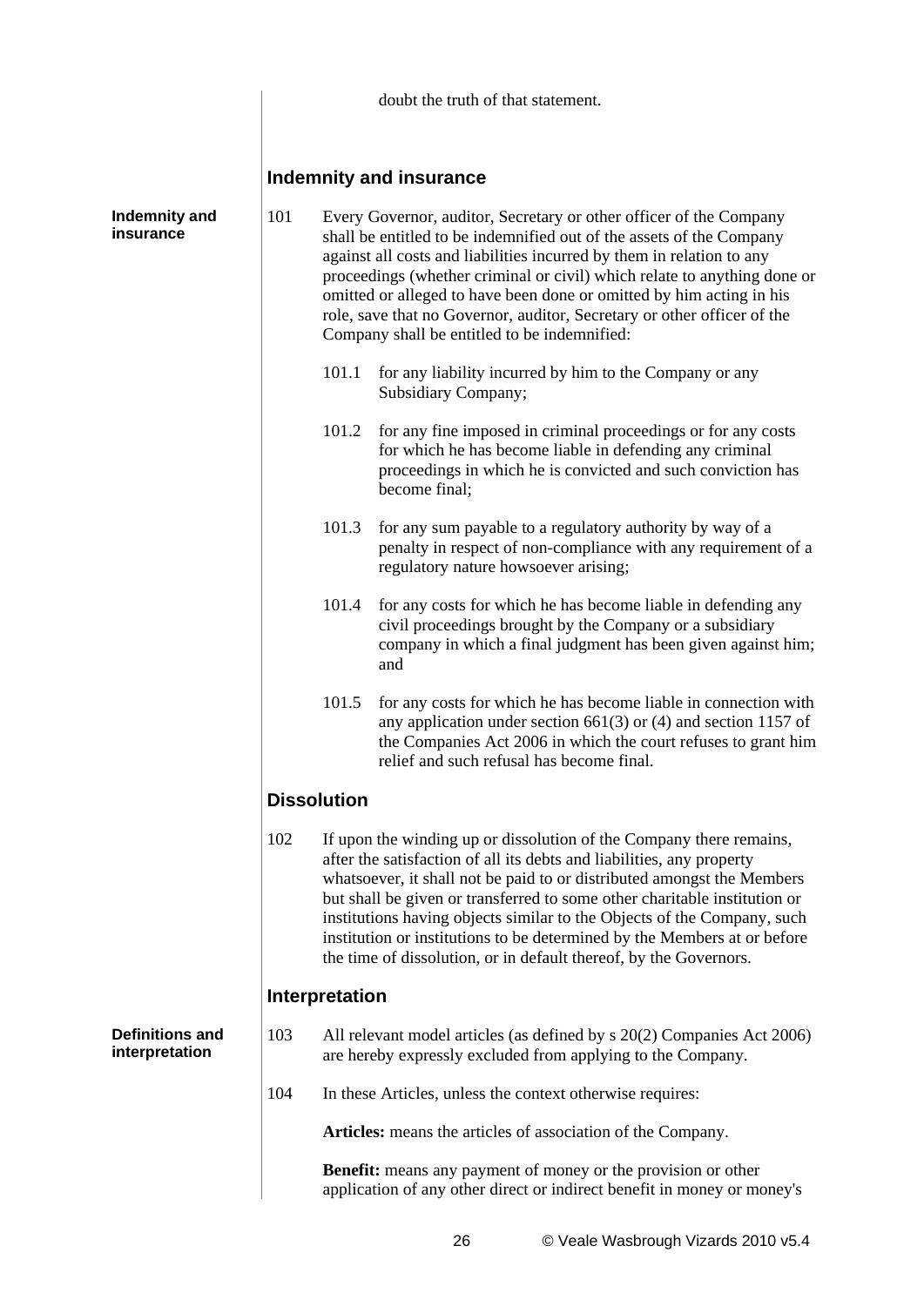doubt the truth of that statement.

## Indemnity and insurance

**Indemnity and insurance**

101 Every Governor, auditor, Secretary or other officer of the Company shall be entitled to be indemnified out of the assets of the Company against all costs and liabilities incurred by them in relation to any proceedings (whether criminal or civil) which relate to anything done or omitted or alleged to have been done or omitted by him acting in his role, save that no Governor, auditor, Secretary or other officer of the Company shall be entitled to be indemnified:

- 101.1 for any liability incurred by him to the Company or any Subsidiary Company;
- 101.2 for any fine imposed in criminal proceedings or for any costs for which he has become liable in defending any criminal proceedings in which he is convicted and such conviction has become final;
- 101.3 for any sum payable to a regulatory authority by way of a penalty in respect of non-compliance with any requirement of a regulatory nature howsoever arising;
- 101.4 for any costs for which he has become liable in defending any civil proceedings brought by the Company or a subsidiary company in which a final judgment has been given against him; and
- 101.5 for any costs for which he has become liable in connection with any application under section 661(3) or (4) and section 1157 of the Companies Act 2006 in which the court refuses to grant him relief and such refusal has become final.

## Dissolution

102 If upon the winding up or dissolution of the Company there remains, after the satisfaction of all its debts and liabilities, any property whatsoever, it shall not be paid to or distributed amongst the Members but shall be given or transferred to some other charitable institution or institutions having objects similar to the Objects of the Company, such institution or institutions to be determined by the Members at or before the time of dissolution, or in default thereof, by the Governors.

## Interpretation

**Definitions and interpretation**

103 All relevant model articles (as defined by s 20(2) Companies Act 2006) are hereby expressly excluded from applying to the Company.

104 In these Articles, unless the context otherwise requires:

**Articles:** means the articles of association of the Company.

**Benefit:** means any payment of money or the provision or other application of any other direct or indirect benefit in money or money's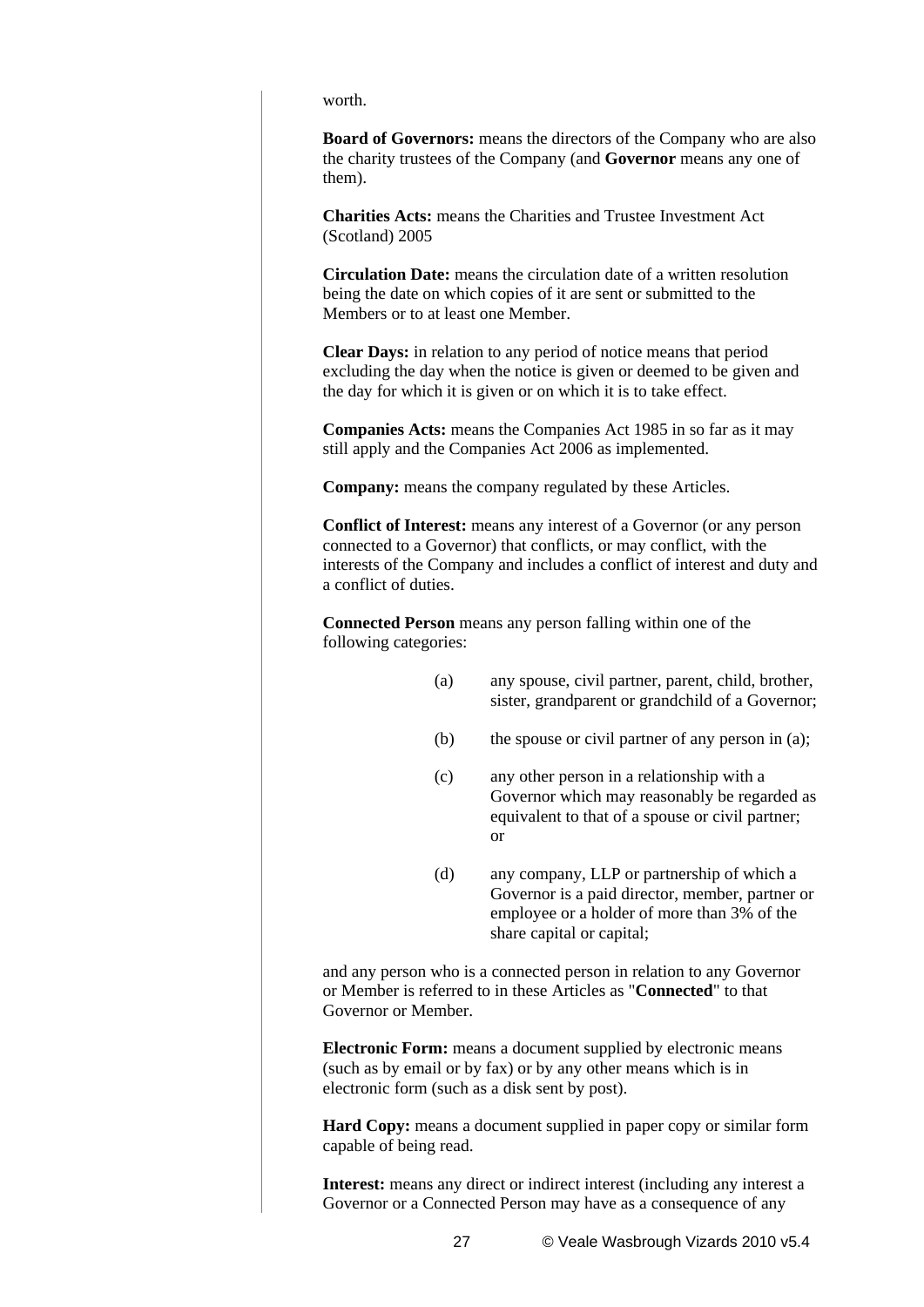worth.

**Board of Governors:** means the directors of the Company who are also the charity trustees of the Company (and **Governor** means any one of them).

**Charities Acts:** means the Charities and Trustee Investment Act (Scotland) 2005

**Circulation Date:** means the circulation date of a written resolution being the date on which copies of it are sent or submitted to the Members or to at least one Member.

**Clear Days:** in relation to any period of notice means that period excluding the day when the notice is given or deemed to be given and the day for which it is given or on which it is to take effect.

**Companies Acts:** means the Companies Act 1985 in so far as it may still apply and the Companies Act 2006 as implemented.

**Company:** means the company regulated by these Articles.

**Conflict of Interest:** means any interest of a Governor (or any person connected to a Governor) that conflicts, or may conflict, with the interests of the Company and includes a conflict of interest and duty and a conflict of duties.

**Connected Person** means any person falling within one of the following categories:

(a) any spouse, civil partner, parent, child, brother, sister, grandparent or grandchild of a Governor;

(b) the spouse or civil partner of any person in (a);

(c) any other person in a relationship with a Governor which may reasonably be regarded as equivalent to that of a spouse or civil partner; or

(d) any company, LLP or partnership of which a Governor is a paid director, member, partner or employee or a holder of more than 3% of the share capital or capital;

and any person who is a connected person in relation to any Governor or Member is referred to in these Articles as "**Connected**" to that Governor or Member.

**Electronic Form:** means a document supplied by electronic means (such as by email or by fax) or by any other means which is in electronic form (such as a disk sent by post).

**Hard Copy:** means a document supplied in paper copy or similar form capable of being read.

**Interest:** means any direct or indirect interest (including any interest a Governor or a Connected Person may have as a consequence of any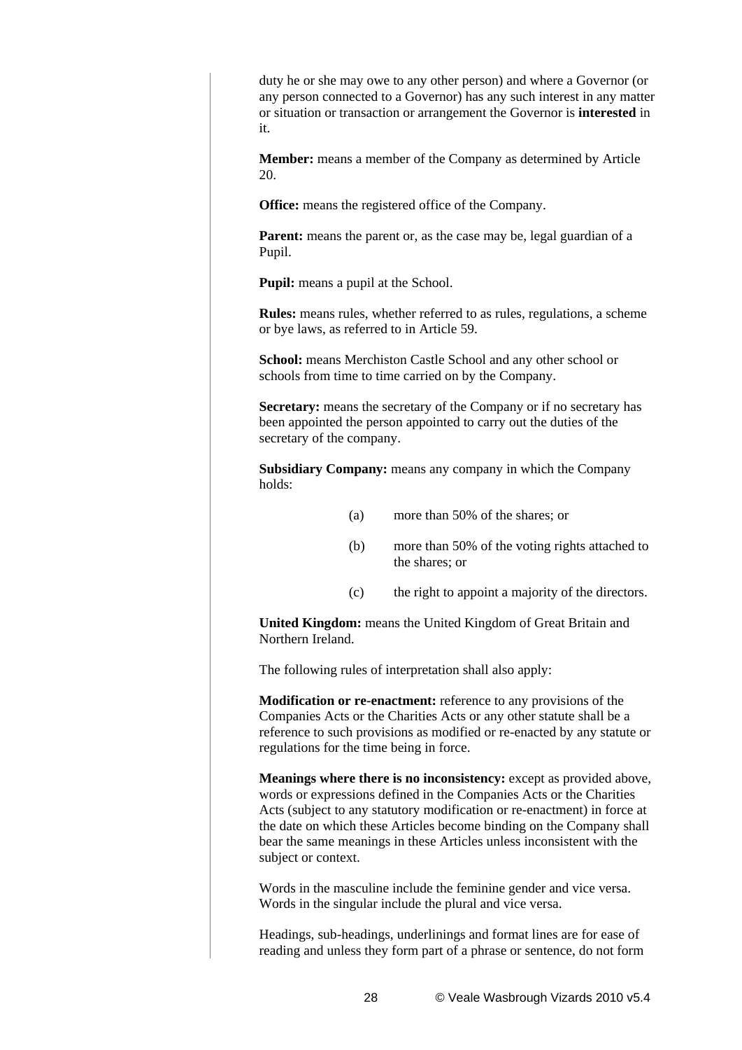duty he or she may owe to any other person) and where a Governor (or any person connected to a Governor) has any such interest in any matter or situation or transaction or arrangement the Governor is **interested** in it.

**Member:** means a member of the Company as determined by Article 20.

**Office:** means the registered office of the Company.

**Parent:** means the parent or, as the case may be, legal guardian of a Pupil.

**Pupil:** means a pupil at the School.

**Rules:** means rules, whether referred to as rules, regulations, a scheme or bye laws, as referred to in Article 59.

**School:** means Merchiston Castle School and any other school or schools from time to time carried on by the Company.

**Secretary:** means the secretary of the Company or if no secretary has been appointed the person appointed to carry out the duties of the secretary of the company.

**Subsidiary Company:** means any company in which the Company holds:

(a) more than 50% of the shares; or

(b) more than 50% of the voting rights attached to the shares; or

(c) the right to appoint a majority of the directors.

**United Kingdom:** means the United Kingdom of Great Britain and Northern Ireland.

The following rules of interpretation shall also apply:

**Modification or re-enactment:** reference to any provisions of the Companies Acts or the Charities Acts or any other statute shall be a reference to such provisions as modified or re-enacted by any statute or regulations for the time being in force.

**Meanings where there is no inconsistency:** except as provided above, words or expressions defined in the Companies Acts or the Charities Acts (subject to any statutory modification or re-enactment) in force at the date on which these Articles become binding on the Company shall bear the same meanings in these Articles unless inconsistent with the subject or context.

Words in the masculine include the feminine gender and vice versa. Words in the singular include the plural and vice versa.

Headings, sub-headings, underlinings and format lines are for ease of reading and unless they form part of a phrase or sentence, do not form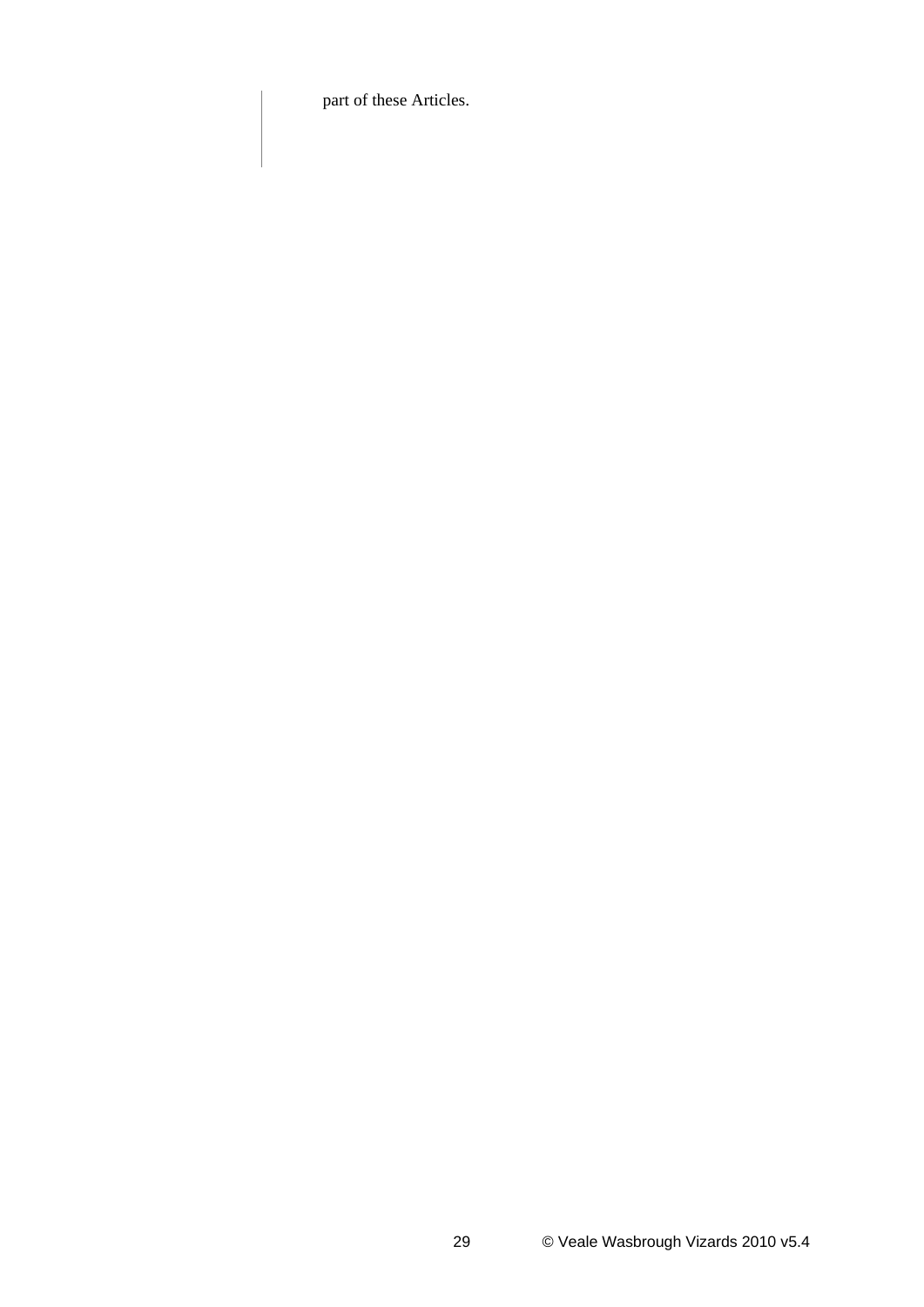part of these Articles.